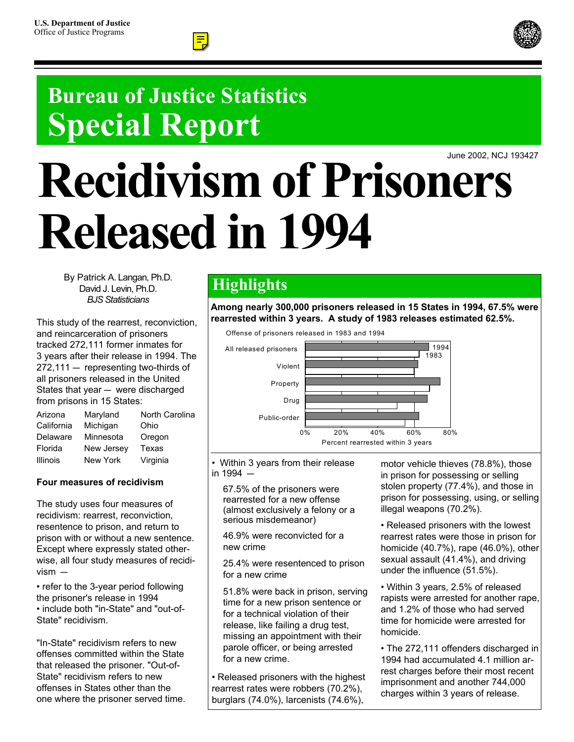U.S. Department of Justice
Office of Justice Programs

# Bureau of Justice Statistics Special Report

June 2002, NCJ 193427

# Recidivism of Prisoners Released in 1994

By Patrick A. Langan, Ph.D.
David J. Levin, Ph.D.
*BJS Statisticians*

This study of the rearrest, reconviction, and reincarceration of prisoners tracked 272,111 former inmates for 3 years after their release in 1994. The 272,111 — representing two-thirds of all prisoners released in the United States that year — were discharged from prisons in 15 States:

| | | |
|---|---|---|
| Arizona | Maryland | North Carolina |
| California | Michigan | Ohio |
| Delaware | Minnesota | Oregon |
| Florida | New Jersey | Texas |
| Illinois | New York | Virginia |

### Four measures of recidivism

The study uses four measures of recidivism: rearrest, reconviction, resentence to prison, and return to prison with or without a new sentence. Except where expressly stated otherwise, all four study measures of recidivism —

- refer to the 3-year period following the prisoner's release in 1994
- include both "in-State" and "out-of-State" recidivism.

"In-State" recidivism refers to new offenses committed within the State that released the prisoner. "Out-of-State" recidivism refers to new offenses in States other than the one where the prisoner served time.

## Highlights

**Among nearly 300,000 prisoners released in 15 States in 1994, 67.5% were rearrested within 3 years. A study of 1983 releases estimated 62.5%.**

Offense of prisoners released in 1983 and 1994

(Bar chart: Percent rearrested within 3 years, 0%–80%, for 1994 and 1983 releases, by offense: All released prisoners, Violent, Property, Drug, Public-order)

- Within 3 years from their release in 1994 —

  67.5% of the prisoners were rearrested for a new offense (almost exclusively a felony or a serious misdemeanor)

  46.9% were reconvicted for a new crime

  25.4% were resentenced to prison for a new crime

  51.8% were back in prison, serving time for a new prison sentence or for a technical violation of their release, like failing a drug test, missing an appointment with their parole officer, or being arrested for a new crime.

- Released prisoners with the highest rearrest rates were robbers (70.2%), burglars (74.0%), larcenists (74.6%), motor vehicle thieves (78.8%), those in prison for possessing or selling stolen property (77.4%), and those in prison for possessing, using, or selling illegal weapons (70.2%).

- Released prisoners with the lowest rearrest rates were those in prison for homicide (40.7%), rape (46.0%), other sexual assault (41.4%), and driving under the influence (51.5%).

- Within 3 years, 2.5% of released rapists were arrested for another rape, and 1.2% of those who had served time for homicide were arrested for homicide.

- The 272,111 offenders discharged in 1994 had accumulated 4.1 million arrest charges before their most recent imprisonment and another 744,000 charges within 3 years of release.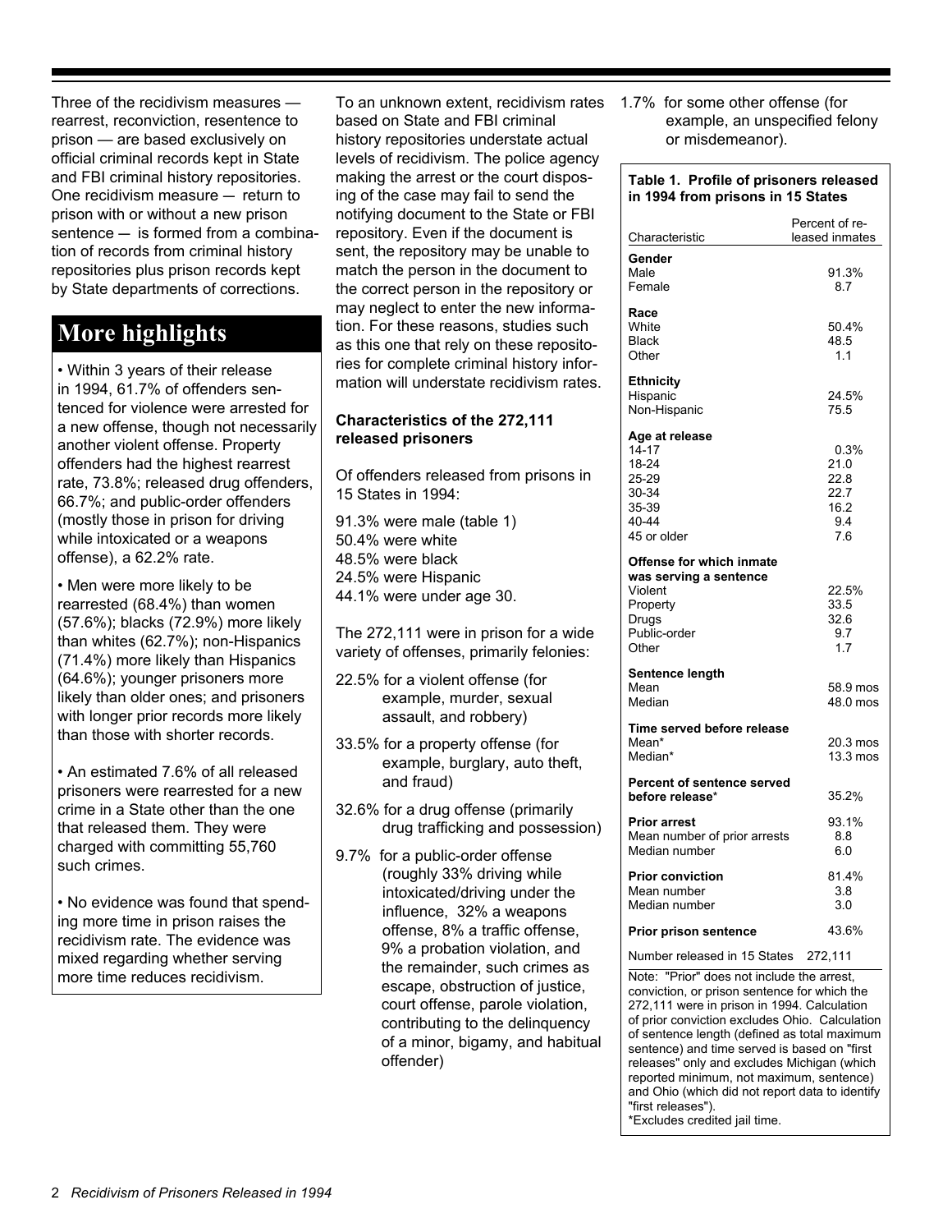Three of the recidivism measures — rearrest, reconviction, resentence to prison — are based exclusively on official criminal records kept in State and FBI criminal history repositories. One recidivism measure — return to prison with or without a new prison sentence — is formed from a combination of records from criminal history repositories plus prison records kept by State departments of corrections.

## More highlights

- Within 3 years of their release in 1994, 61.7% of offenders sentenced for violence were arrested for a new offense, though not necessarily another violent offense. Property offenders had the highest rearrest rate, 73.8%; released drug offenders, 66.7%; and public-order offenders (mostly those in prison for driving while intoxicated or a weapons offense), a 62.2% rate.

- Men were more likely to be rearrested (68.4%) than women (57.6%); blacks (72.9%) more likely than whites (62.7%); non-Hispanics (71.4%) more likely than Hispanics (64.6%); younger prisoners more likely than older ones; and prisoners with longer prior records more likely than those with shorter records.

- An estimated 7.6% of all released prisoners were rearrested for a new crime in a State other than the one that released them. They were charged with committing 55,760 such crimes.

- No evidence was found that spending more time in prison raises the recidivism rate. The evidence was mixed regarding whether serving more time reduces recidivism.

To an unknown extent, recidivism rates based on State and FBI criminal history repositories understate actual levels of recidivism. The police agency making the arrest or the court disposing of the case may fail to send the notifying document to the State or FBI repository. Even if the document is sent, the repository may be unable to match the person in the document to the correct person in the repository or may neglect to enter the new information. For these reasons, studies such as this one that rely on these repositories for complete criminal history information will understate recidivism rates.

### Characteristics of the 272,111 released prisoners

Of offenders released from prisons in 15 States in 1994:

91.3% were male (table 1)
50.4% were white
48.5% were black
24.5% were Hispanic
44.1% were under age 30.

The 272,111 were in prison for a wide variety of offenses, primarily felonies:

22.5% for a violent offense (for example, murder, sexual assault, and robbery)

33.5% for a property offense (for example, burglary, auto theft, and fraud)

32.6% for a drug offense (primarily drug trafficking and possession)

9.7% for a public-order offense (roughly 33% driving while intoxicated/driving under the influence, 32% a weapons offense, 8% a traffic offense, 9% a probation violation, and the remainder, such crimes as escape, obstruction of justice, court offense, parole violation, contributing to the delinquency of a minor, bigamy, and habitual offender)

1.7% for some other offense (for example, an unspecified felony or misdemeanor).

**Table 1. Profile of prisoners released in 1994 from prisons in 15 States**

| Characteristic | Percent of released inmates |
|---|---|
| **Gender** | |
| Male | 91.3% |
| Female | 8.7 |
| **Race** | |
| White | 50.4% |
| Black | 48.5 |
| Other | 1.1 |
| **Ethnicity** | |
| Hispanic | 24.5% |
| Non-Hispanic | 75.5 |
| **Age at release** | |
| 14-17 | 0.3% |
| 18-24 | 21.0 |
| 25-29 | 22.8 |
| 30-34 | 22.7 |
| 35-39 | 16.2 |
| 40-44 | 9.4 |
| 45 or older | 7.6 |
| **Offense for which inmate was serving a sentence** | |
| Violent | 22.5% |
| Property | 33.5 |
| Drugs | 32.6 |
| Public-order | 9.7 |
| Other | 1.7 |
| **Sentence length** | |
| Mean | 58.9 mos |
| Median | 48.0 mos |
| **Time served before release** | |
| Mean* | 20.3 mos |
| Median* | 13.3 mos |
| **Percent of sentence served before release*** | 35.2% |
| **Prior arrest** | 93.1% |
| Mean number of prior arrests | 8.8 |
| Median number | 6.0 |
| **Prior conviction** | 81.4% |
| Mean number | 3.8 |
| Median number | 3.0 |
| **Prior prison sentence** | 43.6% |
| Number released in 15 States | 272,111 |

Note: "Prior" does not include the arrest, conviction, or prison sentence for which the 272,111 were in prison in 1994. Calculation of prior conviction excludes Ohio. Calculation of sentence length (defined as total maximum sentence) and time served is based on "first releases" only and excludes Michigan (which reported minimum, not maximum, sentence) and Ohio (which did not report data to identify "first releases").
*Excludes credited jail time.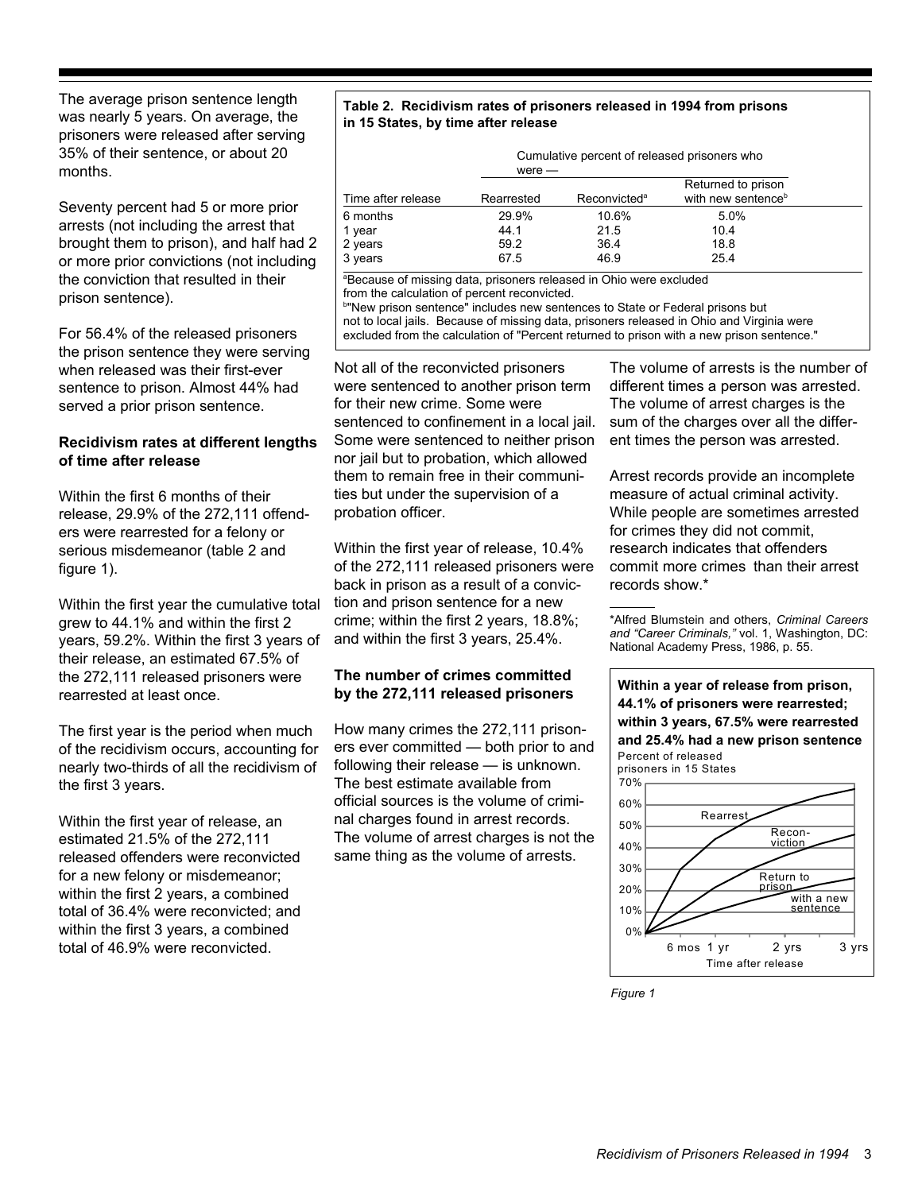The average prison sentence length was nearly 5 years. On average, the prisoners were released after serving 35% of their sentence, or about 20 months.

Seventy percent had 5 or more prior arrests (not including the arrest that brought them to prison), and half had 2 or more prior convictions (not including the conviction that resulted in their prison sentence).

For 56.4% of the released prisoners the prison sentence they were serving when released was their first-ever sentence to prison. Almost 44% had served a prior prison sentence.

### Recidivism rates at different lengths of time after release

Within the first 6 months of their release, 29.9% of the 272,111 offenders were rearrested for a felony or serious misdemeanor (table 2 and figure 1).

Within the first year the cumulative total grew to 44.1% and within the first 2 years, 59.2%. Within the first 3 years of their release, an estimated 67.5% of the 272,111 released prisoners were rearrested at least once.

The first year is the period when much of the recidivism occurs, accounting for nearly two-thirds of all the recidivism of the first 3 years.

Within the first year of release, an estimated 21.5% of the 272,111 released offenders were reconvicted for a new felony or misdemeanor; within the first 2 years, a combined total of 36.4% were reconvicted; and within the first 3 years, a combined total of 46.9% were reconvicted.

**Table 2. Recidivism rates of prisoners released in 1994 from prisons in 15 States, by time after release**

| | Cumulative percent of released prisoners who were — | | |
|---|---|---|---|
| Time after release | Rearrested | Reconvicted[a] | Returned to prison with new sentence[b] |
| 6 months | 29.9% | 10.6% | 5.0% |
| 1 year | 44.1 | 21.5 | 10.4 |
| 2 years | 59.2 | 36.4 | 18.8 |
| 3 years | 67.5 | 46.9 | 25.4 |

[a]Because of missing data, prisoners released in Ohio were excluded from the calculation of percent reconvicted.
[b]"New prison sentence" includes new sentences to State or Federal prisons but not to local jails. Because of missing data, prisoners released in Ohio and Virginia were excluded from the calculation of "Percent returned to prison with a new prison sentence."

Not all of the reconvicted prisoners were sentenced to another prison term for their new crime. Some were sentenced to confinement in a local jail. Some were sentenced to neither prison nor jail but to probation, which allowed them to remain free in their communities but under the supervision of a probation officer.

Within the first year of release, 10.4% of the 272,111 released prisoners were back in prison as a result of a conviction and prison sentence for a new crime; within the first 2 years, 18.8%; and within the first 3 years, 25.4%.

### The number of crimes committed by the 272,111 released prisoners

How many crimes the 272,111 prisoners ever committed — both prior to and following their release — is unknown. The best estimate available from official sources is the volume of criminal charges found in arrest records. The volume of arrest charges is not the same thing as the volume of arrests.

The volume of arrests is the number of different times a person was arrested. The volume of arrest charges is the sum of the charges over all the different times the person was arrested.

Arrest records provide an incomplete measure of actual criminal activity. While people are sometimes arrested for crimes they did not commit, research indicates that offenders commit more crimes than their arrest records show.*

*Alfred Blumstein and others, *Criminal Careers and "Career Criminals,"* vol. 1, Washington, DC: National Academy Press, 1986, p. 55.

**Within a year of release from prison, 44.1% of prisoners were rearrested; within 3 years, 67.5% were rearrested and 25.4% had a new prison sentence**

*Figure 1*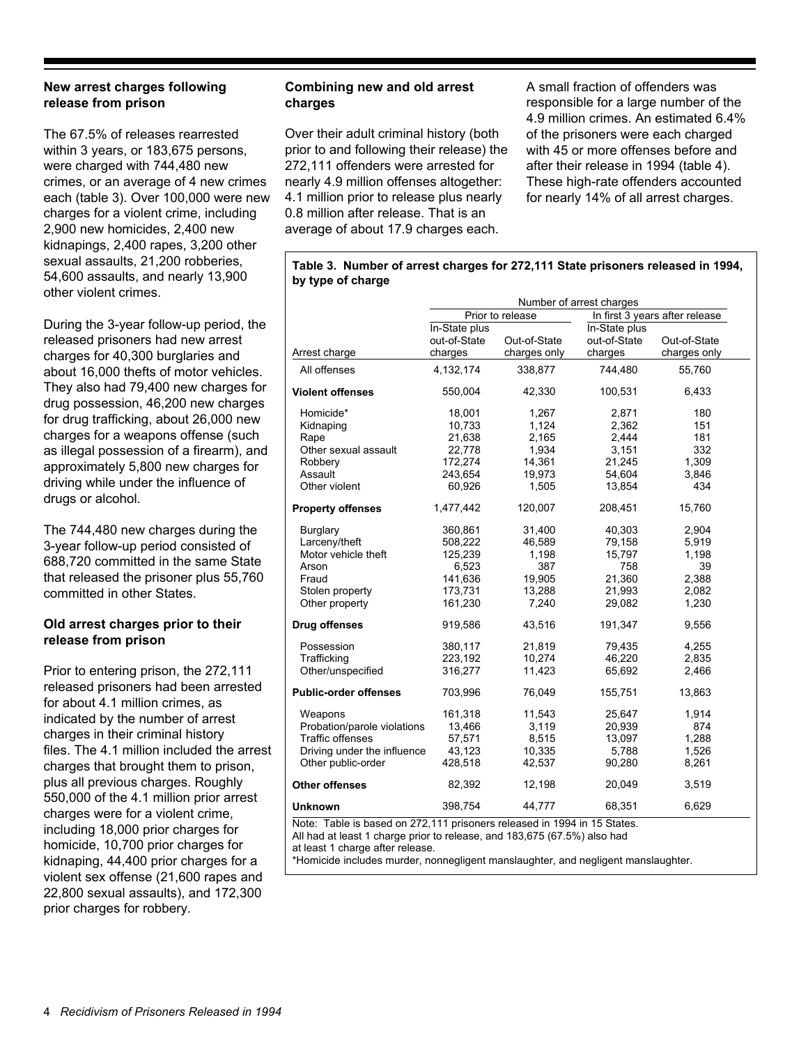### New arrest charges following release from prison

The 67.5% of releases rearrested within 3 years, or 183,675 persons, were charged with 744,480 new crimes, or an average of 4 new crimes each (table 3). Over 100,000 were new charges for a violent crime, including 2,900 new homicides, 2,400 new kidnapings, 2,400 rapes, 3,200 other sexual assaults, 21,200 robberies, 54,600 assaults, and nearly 13,900 other violent crimes.

During the 3-year follow-up period, the released prisoners had new arrest charges for 40,300 burglaries and about 16,000 thefts of motor vehicles. They also had 79,400 new charges for drug possession, 46,200 new charges for drug trafficking, about 26,000 new charges for a weapons offense (such as illegal possession of a firearm), and approximately 5,800 new charges for driving while under the influence of drugs or alcohol.

The 744,480 new charges during the 3-year follow-up period consisted of 688,720 committed in the same State that released the prisoner plus 55,760 committed in other States.

### Old arrest charges prior to their release from prison

Prior to entering prison, the 272,111 released prisoners had been arrested for about 4.1 million crimes, as indicated by the number of arrest charges in their criminal history files. The 4.1 million included the arrest charges that brought them to prison, plus all previous charges. Roughly 550,000 of the 4.1 million prior arrest charges were for a violent crime, including 18,000 prior charges for homicide, 10,700 prior charges for kidnaping, 44,400 prior charges for a violent sex offense (21,600 rapes and 22,800 sexual assaults), and 172,300 prior charges for robbery.

### Combining new and old arrest charges

Over their adult criminal history (both prior to and following their release) the 272,111 offenders were arrested for nearly 4.9 million offenses altogether: 4.1 million prior to release plus nearly 0.8 million after release. That is an average of about 17.9 charges each.

A small fraction of offenders was responsible for a large number of the 4.9 million crimes. An estimated 6.4% of the prisoners were each charged with 45 or more offenses before and after their release in 1994 (table 4). These high-rate offenders accounted for nearly 14% of all arrest charges.

**Table 3. Number of arrest charges for 272,111 State prisoners released in 1994, by type of charge**

| | Number of arrest charges | | | |
|---|---|---|---|---|
| | Prior to release | | In first 3 years after release | |
| Arrest charge | In-State plus out-of-State charges | Out-of-State charges only | In-State plus out-of-State charges | Out-of-State charges only |
| All offenses | 4,132,174 | 338,877 | 744,480 | 55,760 |
| **Violent offenses** | 550,004 | 42,330 | 100,531 | 6,433 |
| Homicide* | 18,001 | 1,267 | 2,871 | 180 |
| Kidnaping | 10,733 | 1,124 | 2,362 | 151 |
| Rape | 21,638 | 2,165 | 2,444 | 181 |
| Other sexual assault | 22,778 | 1,934 | 3,151 | 332 |
| Robbery | 172,274 | 14,361 | 21,245 | 1,309 |
| Assault | 243,654 | 19,973 | 54,604 | 3,846 |
| Other violent | 60,926 | 1,505 | 13,854 | 434 |
| **Property offenses** | 1,477,442 | 120,007 | 208,451 | 15,760 |
| Burglary | 360,861 | 31,400 | 40,303 | 2,904 |
| Larceny/theft | 508,222 | 46,589 | 79,158 | 5,919 |
| Motor vehicle theft | 125,239 | 1,198 | 15,797 | 1,198 |
| Arson | 6,523 | 387 | 758 | 39 |
| Fraud | 141,636 | 19,905 | 21,360 | 2,388 |
| Stolen property | 173,731 | 13,288 | 21,993 | 2,082 |
| Other property | 161,230 | 7,240 | 29,082 | 1,230 |
| **Drug offenses** | 919,586 | 43,516 | 191,347 | 9,556 |
| Possession | 380,117 | 21,819 | 79,435 | 4,255 |
| Trafficking | 223,192 | 10,274 | 46,220 | 2,835 |
| Other/unspecified | 316,277 | 11,423 | 65,692 | 2,466 |
| **Public-order offenses** | 703,996 | 76,049 | 155,751 | 13,863 |
| Weapons | 161,318 | 11,543 | 25,647 | 1,914 |
| Probation/parole violations | 13,466 | 3,119 | 20,939 | 874 |
| Traffic offenses | 57,571 | 8,515 | 13,097 | 1,288 |
| Driving under the influence | 43,123 | 10,335 | 5,788 | 1,526 |
| Other public-order | 428,518 | 42,537 | 90,280 | 8,261 |
| **Other offenses** | 82,392 | 12,198 | 20,049 | 3,519 |
| **Unknown** | 398,754 | 44,777 | 68,351 | 6,629 |

Note: Table is based on 272,111 prisoners released in 1994 in 15 States. All had at least 1 charge prior to release, and 183,675 (67.5%) also had at least 1 charge after release.
*Homicide includes murder, nonnegligent manslaughter, and negligent manslaughter.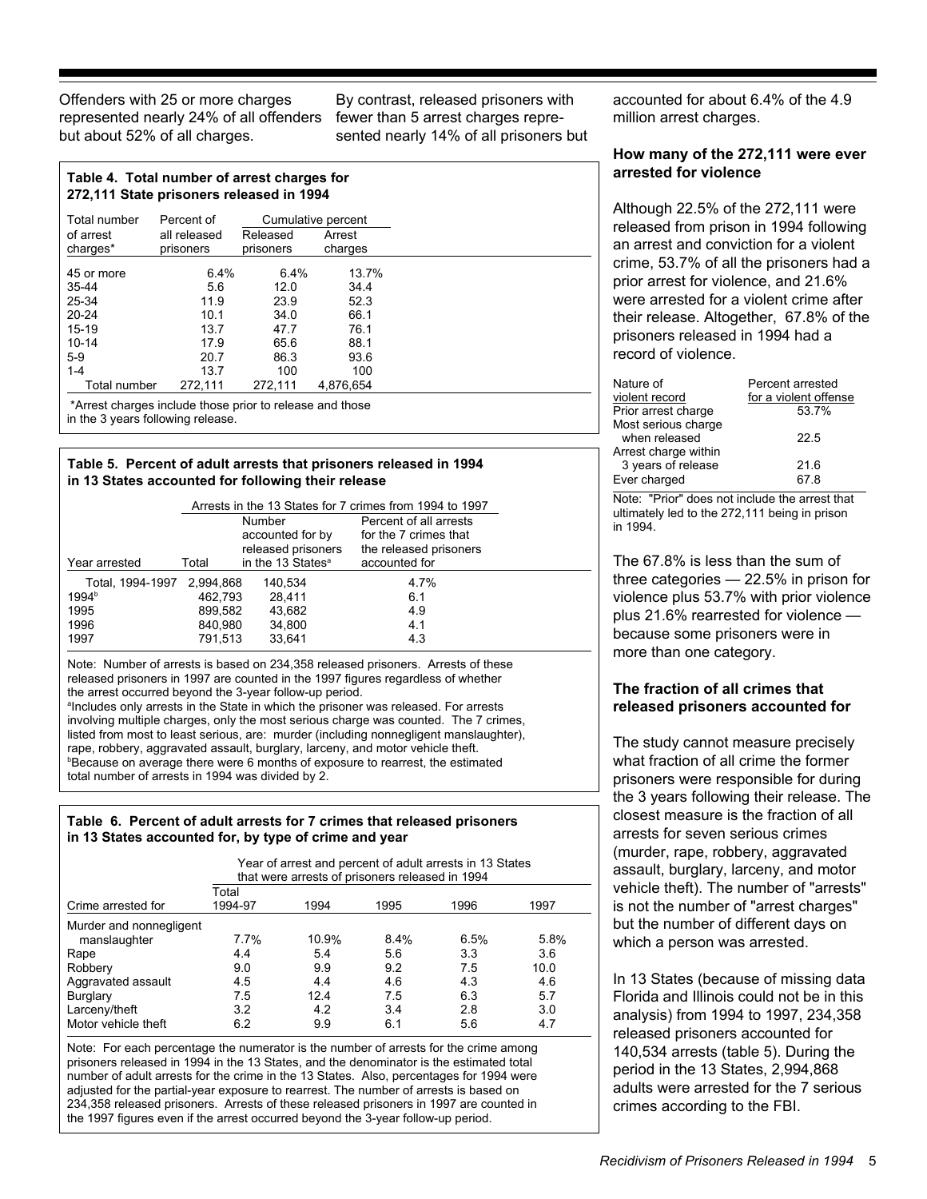Offenders with 25 or more charges represented nearly 24% of all offenders but about 52% of all charges.

By contrast, released prisoners with fewer than 5 arrest charges represented nearly 14% of all prisoners but accounted for about 6.4% of the 4.9 million arrest charges.

**Table 4. Total number of arrest charges for 272,111 State prisoners released in 1994**

| Total number of arrest charges* | Percent of all released prisoners | Cumulative percent | |
|---|---|---|---|
| | | Released prisoners | Arrest charges |
| 45 or more | 6.4% | 6.4% | 13.7% |
| 35-44 | 5.6 | 12.0 | 34.4 |
| 25-34 | 11.9 | 23.9 | 52.3 |
| 20-24 | 10.1 | 34.0 | 66.1 |
| 15-19 | 13.7 | 47.7 | 76.1 |
| 10-14 | 17.9 | 65.6 | 88.1 |
| 5-9 | 20.7 | 86.3 | 93.6 |
| 1-4 | 13.7 | 100 | 100 |
| Total number | 272,111 | 272,111 | 4,876,654 |

*Arrest charges include those prior to release and those in the 3 years following release.

**Table 5. Percent of adult arrests that prisoners released in 1994 in 13 States accounted for following their release**

| Year arrested | Arrests in the 13 States for 7 crimes from 1994 to 1997 | | |
|---|---|---|---|
| | Total | Number accounted for by released prisoners in the 13 States[a] | Percent of all arrests for the 7 crimes that the released prisoners accounted for |
| Total, 1994-1997 | 2,994,868 | 140,534 | 4.7% |
| 1994[b] | 462,793 | 28,411 | 6.1 |
| 1995 | 899,582 | 43,682 | 4.9 |
| 1996 | 840,980 | 34,800 | 4.1 |
| 1997 | 791,513 | 33,641 | 4.3 |

Note: Number of arrests is based on 234,358 released prisoners. Arrests of these released prisoners in 1997 are counted in the 1997 figures regardless of whether the arrest occurred beyond the 3-year follow-up period.
[a]Includes only arrests in the State in which the prisoner was released. For arrests involving multiple charges, only the most serious charge was counted. The 7 crimes, listed from most to least serious, are: murder (including nonnegligent manslaughter), rape, robbery, aggravated assault, burglary, larceny, and motor vehicle theft.
[b]Because on average there were 6 months of exposure to rearrest, the estimated total number of arrests in 1994 was divided by 2.

**Table 6. Percent of adult arrests for 7 crimes that released prisoners in 13 States accounted for, by type of crime and year**

| Crime arrested for | Year of arrest and percent of adult arrests in 13 States that were arrests of prisoners released in 1994 | | | | |
|---|---|---|---|---|---|
| | Total 1994-97 | 1994 | 1995 | 1996 | 1997 |
| Murder and nonnegligent manslaughter | 7.7% | 10.9% | 8.4% | 6.5% | 5.8% |
| Rape | 4.4 | 5.4 | 5.6 | 3.3 | 3.6 |
| Robbery | 9.0 | 9.9 | 9.2 | 7.5 | 10.0 |
| Aggravated assault | 4.5 | 4.4 | 4.6 | 4.3 | 4.6 |
| Burglary | 7.5 | 12.4 | 7.5 | 6.3 | 5.7 |
| Larceny/theft | 3.2 | 4.2 | 3.4 | 2.8 | 3.0 |
| Motor vehicle theft | 6.2 | 9.9 | 6.1 | 5.6 | 4.7 |

Note: For each percentage the numerator is the number of arrests for the crime among prisoners released in 1994 in the 13 States, and the denominator is the estimated total number of adult arrests for the crime in the 13 States. Also, percentages for 1994 were adjusted for the partial-year exposure to rearrest. The number of arrests is based on 234,358 released prisoners. Arrests of these released prisoners in 1997 are counted in the 1997 figures even if the arrest occurred beyond the 3-year follow-up period.

### How many of the 272,111 were ever arrested for violence

Although 22.5% of the 272,111 were released from prison in 1994 following an arrest and conviction for a violent crime, 53.7% of all the prisoners had a prior arrest for violence, and 21.6% were arrested for a violent crime after their release. Altogether, 67.8% of the prisoners released in 1994 had a record of violence.

| Nature of violent record | Percent arrested for a violent offense |
|---|---|
| Prior arrest charge | 53.7% |
| Most serious charge when released | 22.5 |
| Arrest charge within 3 years of release | 21.6 |
| Ever charged | 67.8 |

Note: "Prior" does not include the arrest that ultimately led to the 272,111 being in prison in 1994.

The 67.8% is less than the sum of three categories — 22.5% in prison for violence plus 53.7% with prior violence plus 21.6% rearrested for violence — because some prisoners were in more than one category.

### The fraction of all crimes that released prisoners accounted for

The study cannot measure precisely what fraction of all crime the former prisoners were responsible for during the 3 years following their release. The closest measure is the fraction of all arrests for seven serious crimes (murder, rape, robbery, aggravated assault, burglary, larceny, and motor vehicle theft). The number of "arrests" is not the number of "arrest charges" but the number of different days on which a person was arrested.

In 13 States (because of missing data Florida and Illinois could not be in this analysis) from 1994 to 1997, 234,358 released prisoners accounted for 140,534 arrests (table 5). During the period in the 13 States, 2,994,868 adults were arrested for the 7 serious crimes according to the FBI.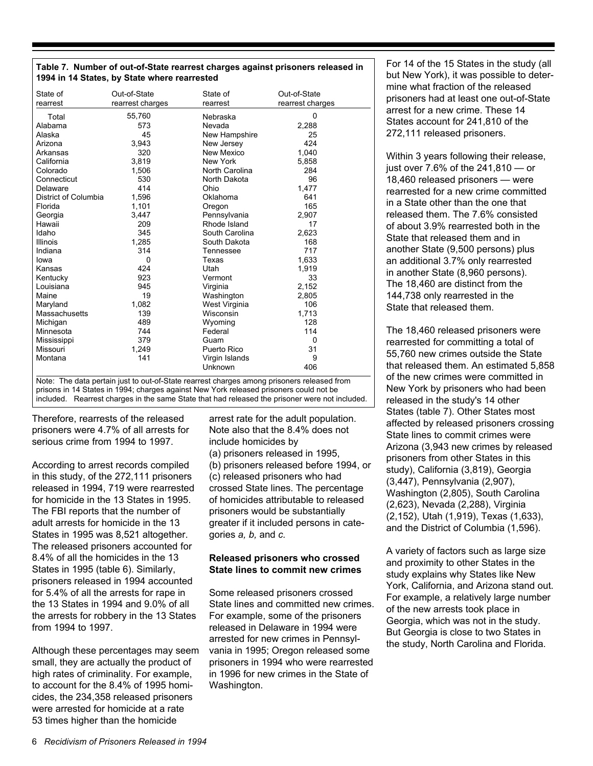**Table 7. Number of out-of-State rearrest charges against prisoners released in 1994 in 14 States, by State where rearrested**

| State of rearrest | Out-of-State rearrest charges | State of rearrest | Out-of-State rearrest charges |
|---|---|---|---|
| Total | 55,760 | Nebraska | 0 |
| Alabama | 573 | Nevada | 2,288 |
| Alaska | 45 | New Hampshire | 25 |
| Arizona | 3,943 | New Jersey | 424 |
| Arkansas | 320 | New Mexico | 1,040 |
| California | 3,819 | New York | 5,858 |
| Colorado | 1,506 | North Carolina | 284 |
| Connecticut | 530 | North Dakota | 96 |
| Delaware | 414 | Ohio | 1,477 |
| District of Columbia | 1,596 | Oklahoma | 641 |
| Florida | 1,101 | Oregon | 165 |
| Georgia | 3,447 | Pennsylvania | 2,907 |
| Hawaii | 209 | Rhode Island | 17 |
| Idaho | 345 | South Carolina | 2,623 |
| Illinois | 1,285 | South Dakota | 168 |
| Indiana | 314 | Tennessee | 717 |
| Iowa | 0 | Texas | 1,633 |
| Kansas | 424 | Utah | 1,919 |
| Kentucky | 923 | Vermont | 33 |
| Louisiana | 945 | Virginia | 2,152 |
| Maine | 19 | Washington | 2,805 |
| Maryland | 1,082 | West Virginia | 106 |
| Massachusetts | 139 | Wisconsin | 1,713 |
| Michigan | 489 | Wyoming | 128 |
| Minnesota | 744 | Federal | 114 |
| Mississippi | 379 | Guam | 0 |
| Missouri | 1,249 | Puerto Rico | 31 |
| Montana | 141 | Virgin Islands | 9 |
| | | Unknown | 406 |

Note: The data pertain just to out-of-State rearrest charges among prisoners released from prisons in 14 States in 1994; charges against New York released prisoners could not be included. Rearrest charges in the same State that had released the prisoner were not included.

Therefore, rearrests of the released prisoners were 4.7% of all arrests for serious crime from 1994 to 1997.

According to arrest records compiled in this study, of the 272,111 prisoners released in 1994, 719 were rearrested for homicide in the 13 States in 1995. The FBI reports that the number of adult arrests for homicide in the 13 States in 1995 was 8,521 altogether. The released prisoners accounted for 8.4% of all the homicides in the 13 States in 1995 (table 6). Similarly, prisoners released in 1994 accounted for 5.4% of all the arrests for rape in the 13 States in 1994 and 9.0% of all the arrests for robbery in the 13 States from 1994 to 1997.

Although these percentages may seem small, they are actually the product of high rates of criminality. For example, to account for the 8.4% of 1995 homicides, the 234,358 released prisoners were arrested for homicide at a rate 53 times higher than the homicide arrest rate for the adult population. Note also that the 8.4% does not include homicides by
(a) prisoners released in 1995,
(b) prisoners released before 1994, or
(c) released prisoners who had crossed State lines. The percentage of homicides attributable to released prisoners would be substantially greater if it included persons in categories *a, b,* and *c.*

### Released prisoners who crossed State lines to commit new crimes

Some released prisoners crossed State lines and committed new crimes. For example, some of the prisoners released in Delaware in 1994 were arrested for new crimes in Pennsylvania in 1995; Oregon released some prisoners in 1994 who were rearrested in 1996 for new crimes in the State of Washington.

For 14 of the 15 States in the study (all but New York), it was possible to determine what fraction of the released prisoners had at least one out-of-State arrest for a new crime. These 14 States account for 241,810 of the 272,111 released prisoners.

Within 3 years following their release, just over 7.6% of the 241,810 — or 18,460 released prisoners — were rearrested for a new crime committed in a State other than the one that released them. The 7.6% consisted of about 3.9% rearrested both in the State that released them and in another State (9,500 persons) plus an additional 3.7% only rearrested in another State (8,960 persons). The 18,460 are distinct from the 144,738 only rearrested in the State that released them.

The 18,460 released prisoners were rearrested for committing a total of 55,760 new crimes outside the State that released them. An estimated 5,858 of the new crimes were committed in New York by prisoners who had been released in the study's 14 other States (table 7). Other States most affected by released prisoners crossing State lines to commit crimes were Arizona (3,943 new crimes by released prisoners from other States in this study), California (3,819), Georgia (3,447), Pennsylvania (2,907), Washington (2,805), South Carolina (2,623), Nevada (2,288), Virginia (2,152), Utah (1,919), Texas (1,633), and the District of Columbia (1,596).

A variety of factors such as large size and proximity to other States in the study explains why States like New York, California, and Arizona stand out. For example, a relatively large number of the new arrests took place in Georgia, which was not in the study. But Georgia is close to two States in the study, North Carolina and Florida.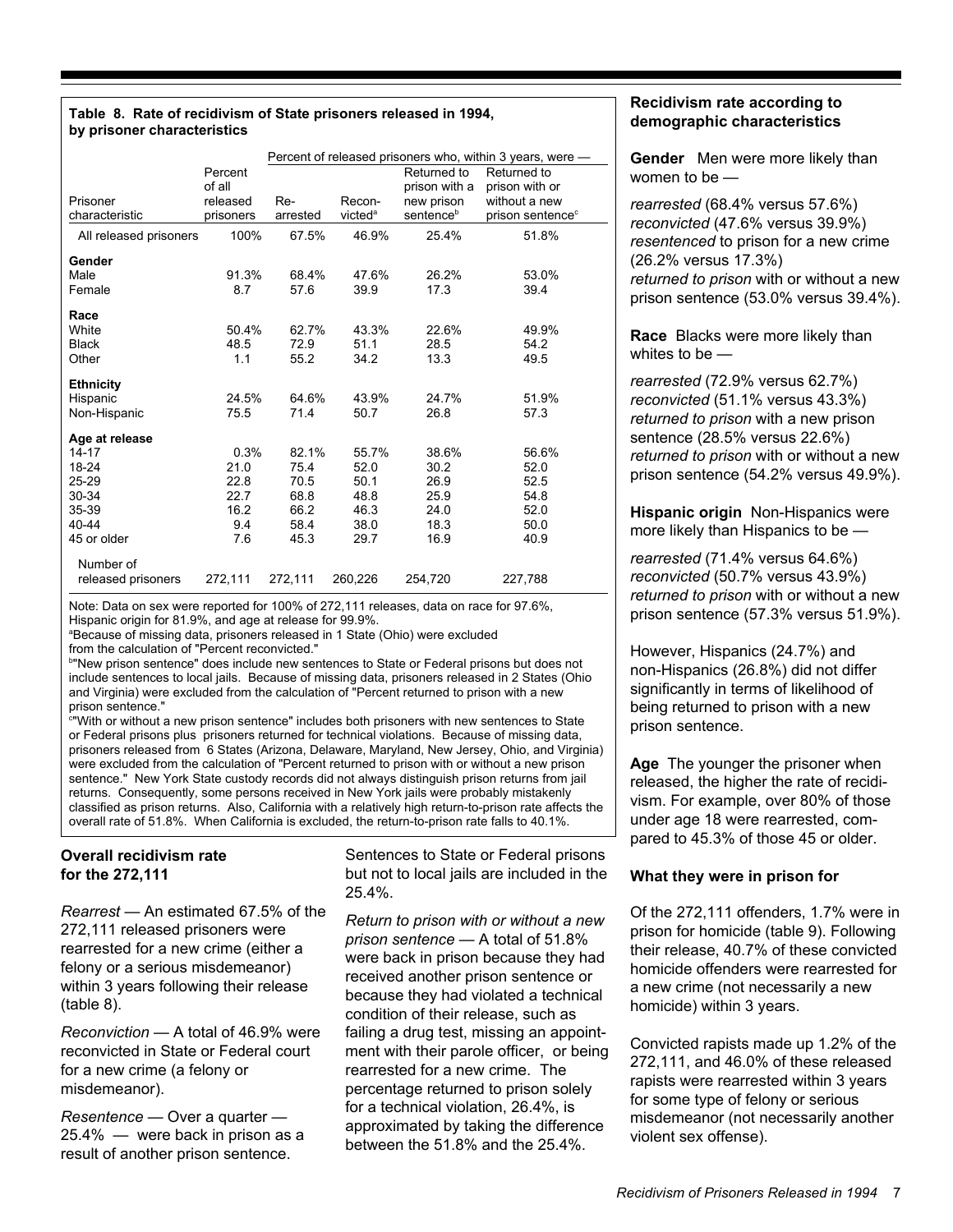**Table 8. Rate of recidivism of State prisoners released in 1994, by prisoner characteristics**

| Prisoner characteristic | Percent of all released prisoners | Percent of released prisoners who, within 3 years, were — Re-arrested | Recon-victed[a] | Returned to prison with a new prison sentence[b] | Returned to prison with or without a new prison sentence[c] |
|---|---|---|---|---|---|
| All released prisoners | 100% | 67.5% | 46.9% | 25.4% | 51.8% |
| **Gender** | | | | | |
| Male | 91.3% | 68.4% | 47.6% | 26.2% | 53.0% |
| Female | 8.7 | 57.6 | 39.9 | 17.3 | 39.4 |
| **Race** | | | | | |
| White | 50.4% | 62.7% | 43.3% | 22.6% | 49.9% |
| Black | 48.5 | 72.9 | 51.1 | 28.5 | 54.2 |
| Other | 1.1 | 55.2 | 34.2 | 13.3 | 49.5 |
| **Ethnicity** | | | | | |
| Hispanic | 24.5% | 64.6% | 43.9% | 24.7% | 51.9% |
| Non-Hispanic | 75.5 | 71.4 | 50.7 | 26.8 | 57.3 |
| **Age at release** | | | | | |
| 14-17 | 0.3% | 82.1% | 55.7% | 38.6% | 56.6% |
| 18-24 | 21.0 | 75.4 | 52.0 | 30.2 | 52.0 |
| 25-29 | 22.8 | 70.5 | 50.1 | 26.9 | 52.5 |
| 30-34 | 22.7 | 68.8 | 48.8 | 25.9 | 54.8 |
| 35-39 | 16.2 | 66.2 | 46.3 | 24.0 | 52.0 |
| 40-44 | 9.4 | 58.4 | 38.0 | 18.3 | 50.0 |
| 45 or older | 7.6 | 45.3 | 29.7 | 16.9 | 40.9 |
| Number of released prisoners | 272,111 | 272,111 | 260,226 | 254,720 | 227,788 |

Note: Data on sex were reported for 100% of 272,111 releases, data on race for 97.6%, Hispanic origin for 81.9%, and age at release for 99.9%.
[a]Because of missing data, prisoners released in 1 State (Ohio) were excluded from the calculation of "Percent reconvicted."
[b]"New prison sentence" does include new sentences to State or Federal prisons but does not include sentences to local jails. Because of missing data, prisoners released in 2 States (Ohio and Virginia) were excluded from the calculation of "Percent returned to prison with a new prison sentence."
[c]"With or without a new prison sentence" includes both prisoners with new sentences to State or Federal prisons plus prisoners returned for technical violations. Because of missing data, prisoners released from 6 States (Arizona, Delaware, Maryland, New Jersey, Ohio, and Virginia) were excluded from the calculation of "Percent returned to prison with or without a new prison sentence." New York State custody records did not always distinguish prison returns from jail returns. Consequently, some persons received in New York jails were probably mistakenly classified as prison returns. Also, California with a relatively high return-to-prison rate affects the overall rate of 51.8%. When California is excluded, the return-to-prison rate falls to 40.1%.

### Overall recidivism rate for the 272,111

*Rearrest* — An estimated 67.5% of the 272,111 released prisoners were rearrested for a new crime (either a felony or a serious misdemeanor) within 3 years following their release (table 8).

*Reconviction* — A total of 46.9% were reconvicted in State or Federal court for a new crime (a felony or misdemeanor).

*Resentence* — Over a quarter — 25.4% — were back in prison as a result of another prison sentence. Sentences to State or Federal prisons but not to local jails are included in the 25.4%.

*Return to prison with or without a new prison sentence* — A total of 51.8% were back in prison because they had received another prison sentence or because they had violated a technical condition of their release, such as failing a drug test, missing an appointment with their parole officer, or being rearrested for a new crime. The percentage returned to prison solely for a technical violation, 26.4%, is approximated by taking the difference between the 51.8% and the 25.4%.

### Recidivism rate according to demographic characteristics

**Gender** Men were more likely than women to be —

*rearrested* (68.4% versus 57.6%)
*reconvicted* (47.6% versus 39.9%)
*resentenced* to prison for a new crime (26.2% versus 17.3%)
*returned to prison* with or without a new prison sentence (53.0% versus 39.4%).

**Race** Blacks were more likely than whites to be —

*rearrested* (72.9% versus 62.7%)
*reconvicted* (51.1% versus 43.3%)
*returned to prison* with a new prison sentence (28.5% versus 22.6%)
*returned to prison* with or without a new prison sentence (54.2% versus 49.9%).

**Hispanic origin** Non-Hispanics were more likely than Hispanics to be —

*rearrested* (71.4% versus 64.6%)
*reconvicted* (50.7% versus 43.9%)
*returned to prison* with or without a new prison sentence (57.3% versus 51.9%).

However, Hispanics (24.7%) and non-Hispanics (26.8%) did not differ significantly in terms of likelihood of being returned to prison with a new prison sentence.

**Age** The younger the prisoner when released, the higher the rate of recidivism. For example, over 80% of those under age 18 were rearrested, compared to 45.3% of those 45 or older.

### What they were in prison for

Of the 272,111 offenders, 1.7% were in prison for homicide (table 9). Following their release, 40.7% of these convicted homicide offenders were rearrested for a new crime (not necessarily a new homicide) within 3 years.

Convicted rapists made up 1.2% of the 272,111, and 46.0% of these released rapists were rearrested within 3 years for some type of felony or serious misdemeanor (not necessarily another violent sex offense).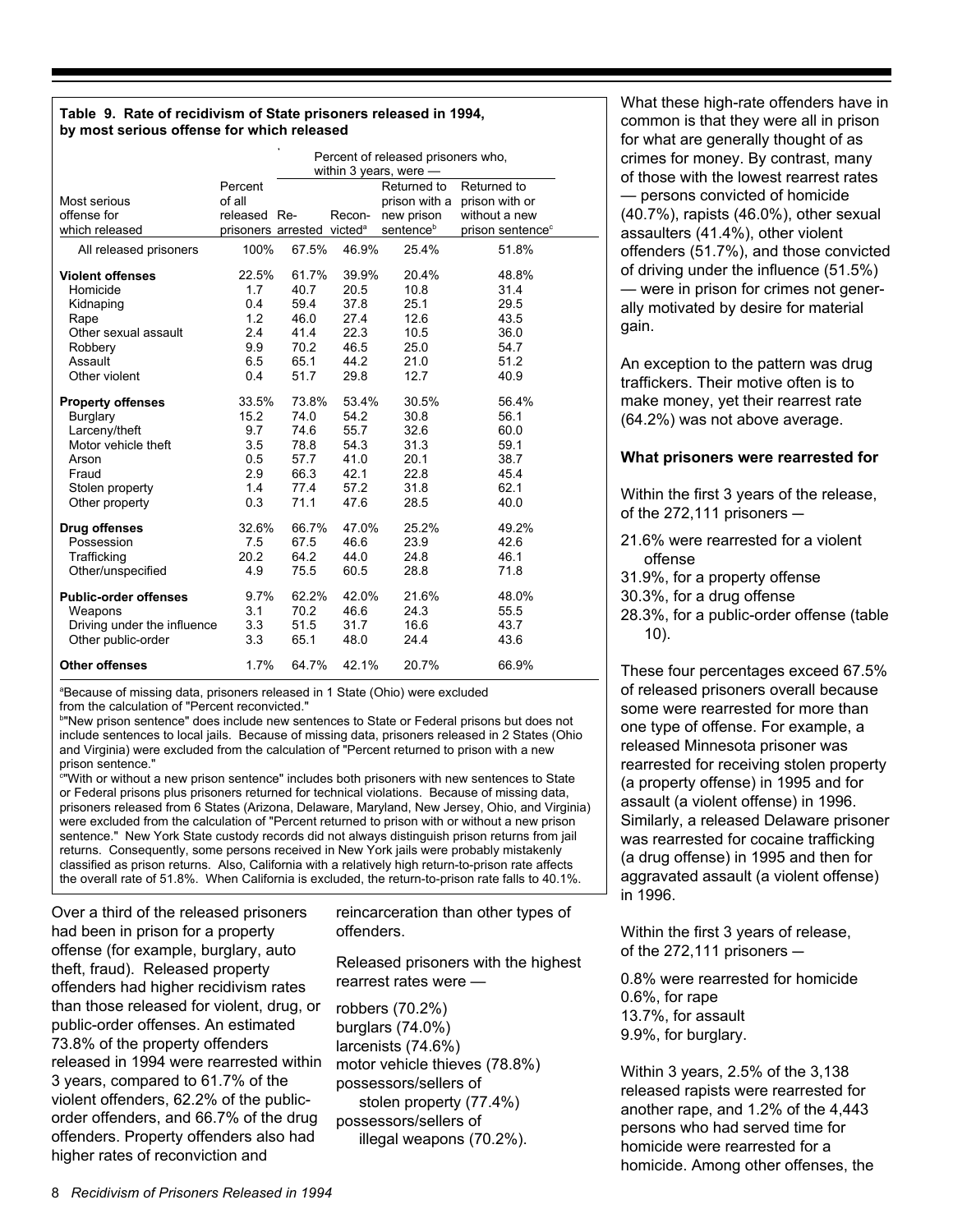**Table 9. Rate of recidivism of State prisoners released in 1994, by most serious offense for which released**

| Most serious offense for which released | Percent of all released prisoners | Percent of released prisoners who, within 3 years, were — | | | |
|---|---|---|---|---|---|
| | | Rearrested | Reconvicted[a] | Returned to prison with a new prison sentence[b] | Returned to prison with or without a new prison sentence[c] |
| All released prisoners | 100% | 67.5% | 46.9% | 25.4% | 51.8% |
| **Violent offenses** | 22.5% | 61.7% | 39.9% | 20.4% | 48.8% |
| Homicide | 1.7 | 40.7 | 20.5 | 10.8 | 31.4 |
| Kidnaping | 0.4 | 59.4 | 37.8 | 25.1 | 29.5 |
| Rape | 1.2 | 46.0 | 27.4 | 12.6 | 43.5 |
| Other sexual assault | 2.4 | 41.4 | 22.3 | 10.5 | 36.0 |
| Robbery | 9.9 | 70.2 | 46.5 | 25.0 | 54.7 |
| Assault | 6.5 | 65.1 | 44.2 | 21.0 | 51.2 |
| Other violent | 0.4 | 51.7 | 29.8 | 12.7 | 40.9 |
| **Property offenses** | 33.5% | 73.8% | 53.4% | 30.5% | 56.4% |
| Burglary | 15.2 | 74.0 | 54.2 | 30.8 | 56.1 |
| Larceny/theft | 9.7 | 74.6 | 55.7 | 32.6 | 60.0 |
| Motor vehicle theft | 3.5 | 78.8 | 54.3 | 31.3 | 59.1 |
| Arson | 0.5 | 57.7 | 41.0 | 20.1 | 38.7 |
| Fraud | 2.9 | 66.3 | 42.1 | 22.8 | 45.4 |
| Stolen property | 1.4 | 77.4 | 57.2 | 31.8 | 62.1 |
| Other property | 0.3 | 71.1 | 47.6 | 28.5 | 40.0 |
| **Drug offenses** | 32.6% | 66.7% | 47.0% | 25.2% | 49.2% |
| Possession | 7.5 | 67.5 | 46.6 | 23.9 | 42.6 |
| Trafficking | 20.2 | 64.2 | 44.0 | 24.8 | 46.1 |
| Other/unspecified | 4.9 | 75.5 | 60.5 | 28.8 | 71.8 |
| **Public-order offenses** | 9.7% | 62.2% | 42.0% | 21.6% | 48.0% |
| Weapons | 3.1 | 70.2 | 46.6 | 24.3 | 55.5 |
| Driving under the influence | 3.3 | 51.5 | 31.7 | 16.6 | 43.7 |
| Other public-order | 3.3 | 65.1 | 48.0 | 24.4 | 43.6 |
| **Other offenses** | 1.7% | 64.7% | 42.1% | 20.7% | 66.9% |

[a]Because of missing data, prisoners released in 1 State (Ohio) were excluded from the calculation of "Percent reconvicted."

[b]"New prison sentence" does include new sentences to State or Federal prisons but does not include sentences to local jails. Because of missing data, prisoners released in 2 States (Ohio and Virginia) were excluded from the calculation of "Percent returned to prison with a new prison sentence."

[c]"With or without a new prison sentence" includes both prisoners with new sentences to State or Federal prisons plus prisoners returned for technical violations. Because of missing data, prisoners released from 6 States (Arizona, Delaware, Maryland, New Jersey, Ohio, and Virginia) were excluded from the calculation of "Percent returned to prison with or without a new prison sentence." New York State custody records did not always distinguish prison returns from jail returns. Consequently, some persons received in New York jails were probably mistakenly classified as prison returns. Also, California with a relatively high return-to-prison rate affects the overall rate of 51.8%. When California is excluded, the return-to-prison rate falls to 40.1%.

Over a third of the released prisoners had been in prison for a property offense (for example, burglary, auto theft, fraud). Released property offenders had higher recidivism rates than those released for violent, drug, or public-order offenses. An estimated 73.8% of the property offenders released in 1994 were rearrested within 3 years, compared to 61.7% of the violent offenders, 62.2% of the public-order offenders, and 66.7% of the drug offenders. Property offenders also had higher rates of reconviction and reincarceration than other types of offenders.

Released prisoners with the highest rearrest rates were —

robbers (70.2%)
burglars (74.0%)
larcenists (74.6%)
motor vehicle thieves (78.8%)
possessors/sellers of stolen property (77.4%)
possessors/sellers of illegal weapons (70.2%).

What these high-rate offenders have in common is that they were all in prison for what are generally thought of as crimes for money. By contrast, many of those with the lowest rearrest rates — persons convicted of homicide (40.7%), rapists (46.0%), other sexual assaulters (41.4%), other violent offenders (51.7%), and those convicted of driving under the influence (51.5%) — were in prison for crimes not generally motivated by desire for material gain.

An exception to the pattern was drug traffickers. Their motive often is to make money, yet their rearrest rate (64.2%) was not above average.

### What prisoners were rearrested for

Within the first 3 years of the release, of the 272,111 prisoners —

21.6% were rearrested for a violent offense
31.9%, for a property offense
30.3%, for a drug offense
28.3%, for a public-order offense (table 10).

These four percentages exceed 67.5% of released prisoners overall because some were rearrested for more than one type of offense. For example, a released Minnesota prisoner was rearrested for receiving stolen property (a property offense) in 1995 and for assault (a violent offense) in 1996. Similarly, a released Delaware prisoner was rearrested for cocaine trafficking (a drug offense) in 1995 and then for aggravated assault (a violent offense) in 1996.

Within the first 3 years of release, of the 272,111 prisoners —

0.8% were rearrested for homicide
0.6%, for rape
13.7%, for assault
9.9%, for burglary.

Within 3 years, 2.5% of the 3,138 released rapists were rearrested for another rape, and 1.2% of the 4,443 persons who had served time for homicide were rearrested for a homicide. Among other offenses, the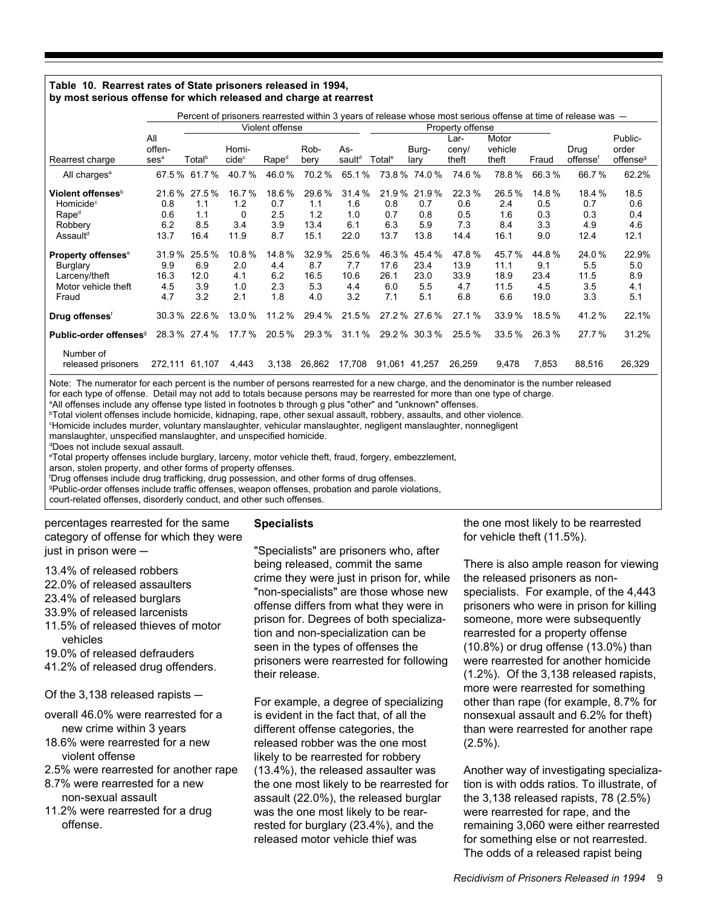**Table 10. Rearrest rates of State prisoners released in 1994, by most serious offense for which released and charge at rearrest**

| | Percent of prisoners rearrested within 3 years of release whose most serious offense at time of release was — | | | | | | | | | | | | |
|---|---|---|---|---|---|---|---|---|---|---|---|---|---|
| | | Violent offense | | | | | Property offense | | | | | | |
| Rearrest charge | All offenses[a] | Total[b] | Homicide[c] | Rape[d] | Robbery | Assault[d] | Total[e] | Burglary | Larceny/theft | Motor vehicle theft | Fraud | Drug offense[f] | Public-order offense[g] |
| All charges[a] | 67.5 % | 61.7 % | 40.7 % | 46.0 % | 70.2 % | 65.1 % | 73.8 % | 74.0 % | 74.6 % | 78.8 % | 66.3 % | 66.7 % | 62.2% |
| **Violent offenses**[b] | 21.6 % | 27.5 % | 16.7 % | 18.6 % | 29.6 % | 31.4 % | 21.9 % | 21.9 % | 22.3 % | 26.5 % | 14.8 % | 18.4 % | 18.5 |
| Homicide[c] | 0.8 | 1.1 | 1.2 | 0.7 | 1.1 | 1.6 | 0.8 | 0.7 | 0.6 | 2.4 | 0.5 | 0.7 | 0.6 |
| Rape[d] | 0.6 | 1.1 | 0 | 2.5 | 1.2 | 1.0 | 0.7 | 0.8 | 0.5 | 1.6 | 0.3 | 0.3 | 0.4 |
| Robbery | 6.2 | 8.5 | 3.4 | 3.9 | 13.4 | 6.1 | 6.3 | 5.9 | 7.3 | 8.4 | 3.3 | 4.9 | 4.6 |
| Assault[d] | 13.7 | 16.4 | 11.9 | 8.7 | 15.1 | 22.0 | 13.7 | 13.8 | 14.4 | 16.1 | 9.0 | 12.4 | 12.1 |
| **Property offenses**[e] | 31.9 % | 25.5 % | 10.8 % | 14.8 % | 32.9 % | 25.6 % | 46.3 % | 45.4 % | 47.8 % | 45.7 % | 44.8 % | 24.0 % | 22.9% |
| Burglary | 9.9 | 6.9 | 2.0 | 4.4 | 8.7 | 7.7 | 17.6 | 23.4 | 13.9 | 11.1 | 9.1 | 5.5 | 5.0 |
| Larceny/theft | 16.3 | 12.0 | 4.1 | 6.2 | 16.5 | 10.6 | 26.1 | 23.0 | 33.9 | 18.9 | 23.4 | 11.5 | 8.9 |
| Motor vehicle theft | 4.5 | 3.9 | 1.0 | 2.3 | 5.3 | 4.4 | 6.0 | 5.5 | 4.7 | 11.5 | 4.5 | 3.5 | 4.1 |
| Fraud | 4.7 | 3.2 | 2.1 | 1.8 | 4.0 | 3.2 | 7.1 | 5.1 | 6.8 | 6.6 | 19.0 | 3.3 | 5.1 |
| **Drug offenses**[f] | 30.3 % | 22.6 % | 13.0 % | 11.2 % | 29.4 % | 21.5 % | 27.2 % | 27.6 % | 27.1 % | 33.9 % | 18.5 % | 41.2 % | 22.1% |
| **Public-order offenses**[g] | 28.3 % | 27.4 % | 17.7 % | 20.5 % | 29.3 % | 31.1 % | 29.2 % | 30.3 % | 25.5 % | 33.5 % | 26.3 % | 27.7 % | 31.2% |
| Number of released prisoners | 272,111 | 61,107 | 4,443 | 3,138 | 26,862 | 17,708 | 91,061 | 41,257 | 26,259 | 9,478 | 7,853 | 88,516 | 26,329 |

Note: The numerator for each percent is the number of persons rearrested for a new charge, and the denominator is the number released for each type of offense. Detail may not add to totals because persons may be rearrested for more than one type of charge.
[a]All offenses include any offense type listed in footnotes b through g plus "other" and "unknown" offenses.
[b]Total violent offenses include homicide, kidnaping, rape, other sexual assault, robbery, assaults, and other violence.
[c]Homicide includes murder, voluntary manslaughter, vehicular manslaughter, negligent manslaughter, nonnegligent manslaughter, unspecified manslaughter, and unspecified homicide.
[d]Does not include sexual assault.
[e]Total property offenses include burglary, larceny, motor vehicle theft, fraud, forgery, embezzlement, arson, stolen property, and other forms of property offenses.
[f]Drug offenses include drug trafficking, drug possession, and other forms of drug offenses.
[g]Public-order offenses include traffic offenses, weapon offenses, probation and parole violations, court-related offenses, disorderly conduct, and other such offenses.

percentages rearrested for the same category of offense for which they were just in prison were —

- 13.4% of released robbers
- 22.0% of released assaulters
- 23.4% of released burglars
- 33.9% of released larcenists
- 11.5% of released thieves of motor vehicles
- 19.0% of released defrauders
- 41.2% of released drug offenders.

Of the 3,138 released rapists —

- overall 46.0% were rearrested for a new crime within 3 years
- 18.6% were rearrested for a new violent offense
- 2.5% were rearrested for another rape
- 8.7% were rearrested for a new non-sexual assault
- 11.2% were rearrested for a drug offense.

**Specialists**

"Specialists" are prisoners who, after being released, commit the same crime they were just in prison for, while "non-specialists" are those whose new offense differs from what they were in prison for. Degrees of both specialization and non-specialization can be seen in the types of offenses the prisoners were rearrested for following their release.

For example, a degree of specializing is evident in the fact that, of all the different offense categories, the released robber was the one most likely to be rearrested for robbery (13.4%), the released assaulter was the one most likely to be rearrested for assault (22.0%), the released burglar was the one most likely to be rearrested for burglary (23.4%), and the released motor vehicle thief was the one most likely to be rearrested for vehicle theft (11.5%).

There is also ample reason for viewing the released prisoners as non-specialists. For example, of the 4,443 prisoners who were in prison for killing someone, more were subsequently rearrested for a property offense (10.8%) or drug offense (13.0%) than were rearrested for another homicide (1.2%). Of the 3,138 released rapists, more were rearrested for something other than rape (for example, 8.7% for nonsexual assault and 6.2% for theft) than were rearrested for another rape (2.5%).

Another way of investigating specialization is with odds ratios. To illustrate, of the 3,138 released rapists, 78 (2.5%) were rearrested for rape, and the remaining 3,060 were either rearrested for something else or not rearrested. The odds of a released rapist being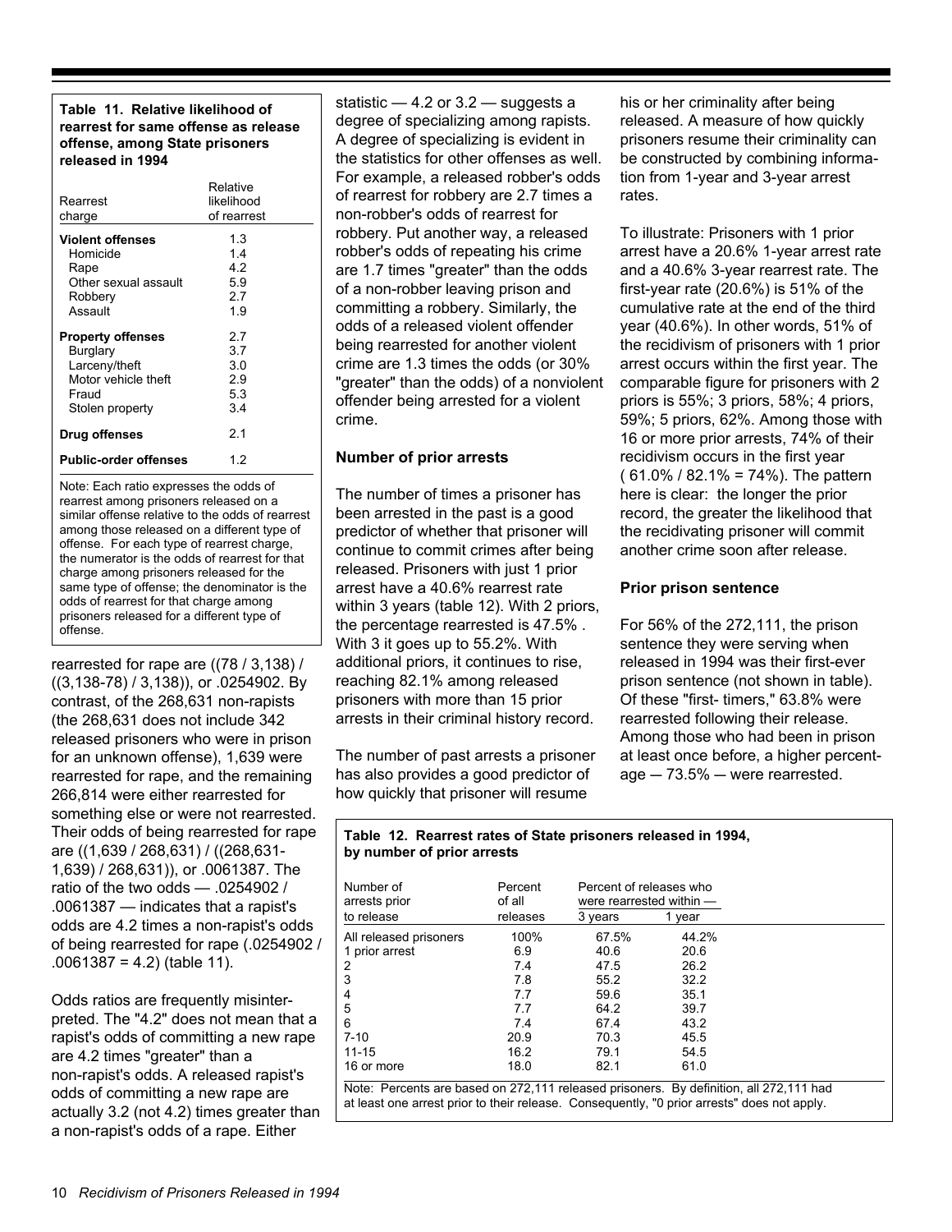**Table 11. Relative likelihood of rearrest for same offense as release offense, among State prisoners released in 1994**

| Rearrest charge | Relative likelihood of rearrest |
|---|---|
| **Violent offenses** | 1.3 |
| Homicide | 1.4 |
| Rape | 4.2 |
| Other sexual assault | 5.9 |
| Robbery | 2.7 |
| Assault | 1.9 |
| **Property offenses** | 2.7 |
| Burglary | 3.7 |
| Larceny/theft | 3.0 |
| Motor vehicle theft | 2.9 |
| Fraud | 5.3 |
| Stolen property | 3.4 |
| **Drug offenses** | 2.1 |
| **Public-order offenses** | 1.2 |

Note: Each ratio expresses the odds of rearrest among prisoners released on a similar offense relative to the odds of rearrest among those released on a different type of offense. For each type of rearrest charge, the numerator is the odds of rearrest for that charge among prisoners released for the same type of offense; the denominator is the odds of rearrest for that charge among prisoners released for a different type of offense.

rearrested for rape are ((78 / 3,138) / ((3,138-78) / 3,138)), or .0254902. By contrast, of the 268,631 non-rapists (the 268,631 does not include 342 released prisoners who were in prison for an unknown offense), 1,639 were rearrested for rape, and the remaining 266,814 were either rearrested for something else or were not rearrested. Their odds of being rearrested for rape are ((1,639 / 268,631) / ((268,631-1,639) / 268,631)), or .0061387. The ratio of the two odds — .0254902 / .0061387 — indicates that a rapist's odds are 4.2 times a non-rapist's odds of being rearrested for rape (.0254902 / .0061387 = 4.2) (table 11).

Odds ratios are frequently misinterpreted. The "4.2" does not mean that a rapist's odds of committing a new rape are 4.2 times "greater" than a non-rapist's odds. A released rapist's odds of committing a new rape are actually 3.2 (not 4.2) times greater than a non-rapist's odds of a rape. Either statistic — 4.2 or 3.2 — suggests a degree of specializing among rapists. A degree of specializing is evident in the statistics for other offenses as well. For example, a released robber's odds of rearrest for robbery are 2.7 times a non-robber's odds of rearrest for robbery. Put another way, a released robber's odds of repeating his crime are 1.7 times "greater" than the odds of a non-robber leaving prison and committing a robbery. Similarly, the odds of a released violent offender being rearrested for another violent crime are 1.3 times the odds (or 30% "greater" than the odds) of a nonviolent offender being arrested for a violent crime.

### Number of prior arrests

The number of times a prisoner has been arrested in the past is a good predictor of whether that prisoner will continue to commit crimes after being released. Prisoners with just 1 prior arrest have a 40.6% rearrest rate within 3 years (table 12). With 2 priors, the percentage rearrested is 47.5% . With 3 it goes up to 55.2%. With additional priors, it continues to rise, reaching 82.1% among released prisoners with more than 15 prior arrests in their criminal history record.

The number of past arrests a prisoner has also provides a good predictor of how quickly that prisoner will resume his or her criminality after being released. A measure of how quickly prisoners resume their criminality can be constructed by combining information from 1-year and 3-year arrest rates.

To illustrate: Prisoners with 1 prior arrest have a 20.6% 1-year arrest rate and a 40.6% 3-year rearrest rate. The first-year rate (20.6%) is 51% of the cumulative rate at the end of the third year (40.6%). In other words, 51% of the recidivism of prisoners with 1 prior arrest occurs within the first year. The comparable figure for prisoners with 2 priors is 55%; 3 priors, 58%; 4 priors, 59%; 5 priors, 62%. Among those with 16 or more prior arrests, 74% of their recidivism occurs in the first year ( 61.0% / 82.1% = 74%). The pattern here is clear: the longer the prior record, the greater the likelihood that the recidivating prisoner will commit another crime soon after release.

### Prior prison sentence

For 56% of the 272,111, the prison sentence they were serving when released in 1994 was their first-ever prison sentence (not shown in table). Of these "first- timers," 63.8% were rearrested following their release. Among those who had been in prison at least once before, a higher percentage — 73.5% — were rearrested.

**Table 12. Rearrest rates of State prisoners released in 1994, by number of prior arrests**

| Number of arrests prior to release | Percent of all releases | Percent of releases who were rearrested within — 3 years | 1 year |
|---|---|---|---|
| All released prisoners | 100% | 67.5% | 44.2% |
| 1 prior arrest | 6.9 | 40.6 | 20.6 |
| 2 | 7.4 | 47.5 | 26.2 |
| 3 | 7.8 | 55.2 | 32.2 |
| 4 | 7.7 | 59.6 | 35.1 |
| 5 | 7.7 | 64.2 | 39.7 |
| 6 | 7.4 | 67.4 | 43.2 |
| 7-10 | 20.9 | 70.3 | 45.5 |
| 11-15 | 16.2 | 79.1 | 54.5 |
| 16 or more | 18.0 | 82.1 | 61.0 |

Note: Percents are based on 272,111 released prisoners. By definition, all 272,111 had at least one arrest prior to their release. Consequently, "0 prior arrests" does not apply.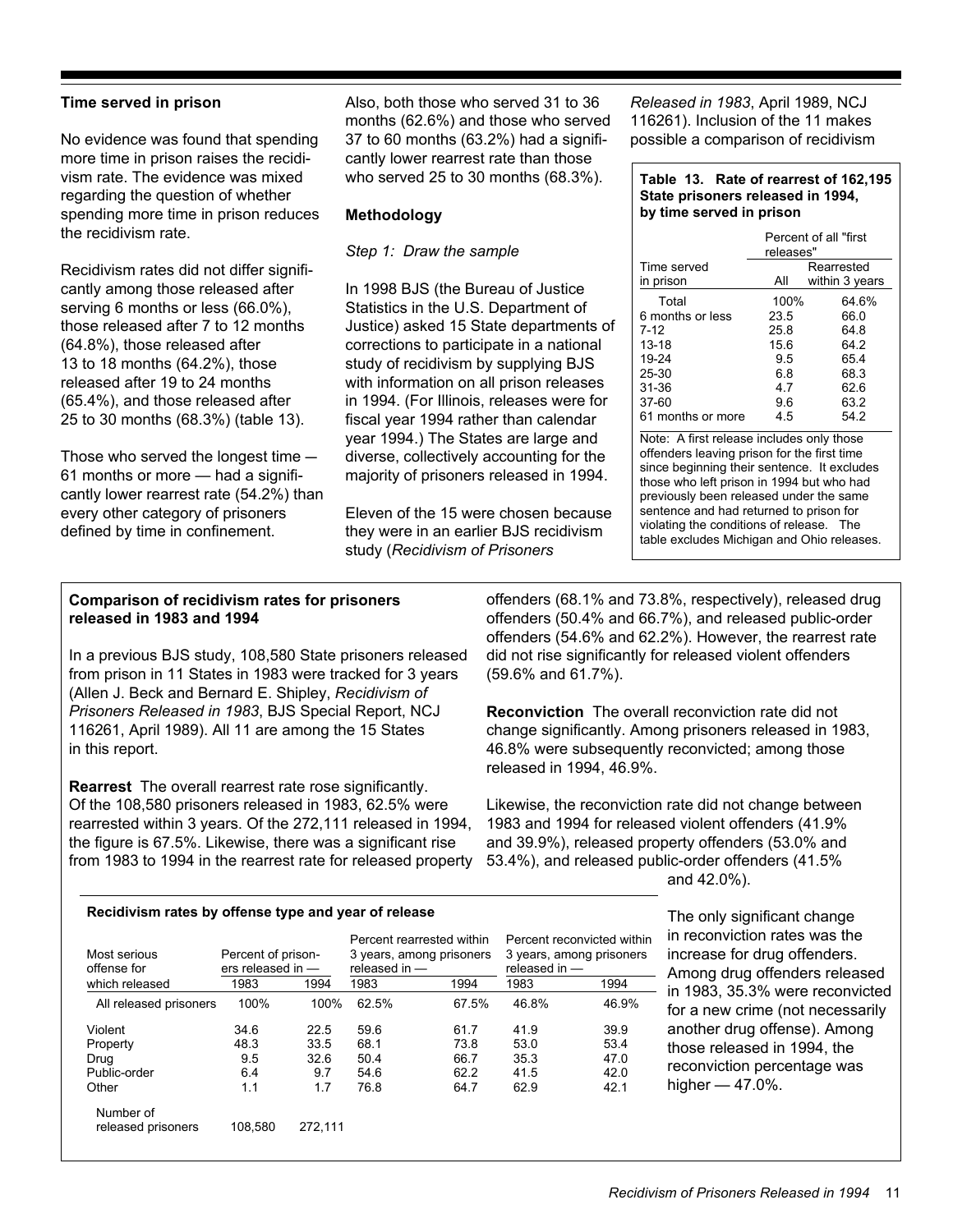### Time served in prison

No evidence was found that spending more time in prison raises the recidivism rate. The evidence was mixed regarding the question of whether spending more time in prison reduces the recidivism rate.

Recidivism rates did not differ significantly among those released after serving 6 months or less (66.0%), those released after 7 to 12 months (64.8%), those released after 13 to 18 months (64.2%), those released after 19 to 24 months (65.4%), and those released after 25 to 30 months (68.3%) (table 13).

Those who served the longest time — 61 months or more — had a significantly lower rearrest rate (54.2%) than every other category of prisoners defined by time in confinement.

Also, both those who served 31 to 36 months (62.6%) and those who served 37 to 60 months (63.2%) had a significantly lower rearrest rate than those who served 25 to 30 months (68.3%).

### Methodology

*Step 1: Draw the sample*

In 1998 BJS (the Bureau of Justice Statistics in the U.S. Department of Justice) asked 15 State departments of corrections to participate in a national study of recidivism by supplying BJS with information on all prison releases in 1994. (For Illinois, releases were for fiscal year 1994 rather than calendar year 1994.) The States are large and diverse, collectively accounting for the majority of prisoners released in 1994.

Eleven of the 15 were chosen because they were in an earlier BJS recidivism study (*Recidivism of Prisoners Released in 1983*, April 1989, NCJ 116261). Inclusion of the 11 makes possible a comparison of recidivism

**Table 13. Rate of rearrest of 162,195 State prisoners released in 1994, by time served in prison**

| Time served in prison | Percent of all "first releases" — All | Rearrested within 3 years |
|---|---|---|
| Total | 100% | 64.6% |
| 6 months or less | 23.5 | 66.0 |
| 7-12 | 25.8 | 64.8 |
| 13-18 | 15.6 | 64.2 |
| 19-24 | 9.5 | 65.4 |
| 25-30 | 6.8 | 68.3 |
| 31-36 | 4.7 | 62.6 |
| 37-60 | 9.6 | 63.2 |
| 61 months or more | 4.5 | 54.2 |

Note: A first release includes only those offenders leaving prison for the first time since beginning their sentence. It excludes those who left prison in 1994 but who had previously been released under the same sentence and had returned to prison for violating the conditions of release. The table excludes Michigan and Ohio releases.

### Comparison of recidivism rates for prisoners released in 1983 and 1994

In a previous BJS study, 108,580 State prisoners released from prison in 11 States in 1983 were tracked for 3 years (Allen J. Beck and Bernard E. Shipley, *Recidivism of Prisoners Released in 1983*, BJS Special Report, NCJ 116261, April 1989). All 11 are among the 15 States in this report.

**Rearrest** The overall rearrest rate rose significantly. Of the 108,580 prisoners released in 1983, 62.5% were rearrested within 3 years. Of the 272,111 released in 1994, the figure is 67.5%. Likewise, there was a significant rise from 1983 to 1994 in the rearrest rate for released property offenders (68.1% and 73.8%, respectively), released drug offenders (50.4% and 66.7%), and released public-order offenders (54.6% and 62.2%). However, the rearrest rate did not rise significantly for released violent offenders (59.6% and 61.7%).

**Reconviction** The overall reconviction rate did not change significantly. Among prisoners released in 1983, 46.8% were subsequently reconvicted; among those released in 1994, 46.9%.

Likewise, the reconviction rate did not change between 1983 and 1994 for released violent offenders (41.9% and 39.9%), released property offenders (53.0% and 53.4%), and released public-order offenders (41.5% and 42.0%).

**Recidivism rates by offense type and year of release**

| Most serious offense for which released | Percent of prisoners released in — | | Percent rearrested within 3 years, among prisoners released in — | | Percent reconvicted within 3 years, among prisoners released in — | |
|---|---|---|---|---|---|---|
| | 1983 | 1994 | 1983 | 1994 | 1983 | 1994 |
| All released prisoners | 100% | 100% | 62.5% | 67.5% | 46.8% | 46.9% |
| Violent | 34.6 | 22.5 | 59.6 | 61.7 | 41.9 | 39.9 |
| Property | 48.3 | 33.5 | 68.1 | 73.8 | 53.0 | 53.4 |
| Drug | 9.5 | 32.6 | 50.4 | 66.7 | 35.3 | 47.0 |
| Public-order | 6.4 | 9.7 | 54.6 | 62.2 | 41.5 | 42.0 |
| Other | 1.1 | 1.7 | 76.8 | 64.7 | 62.9 | 42.1 |
| Number of released prisoners | 108,580 | 272,111 | | | | |

The only significant change in reconviction rates was the increase for drug offenders. Among drug offenders released in 1983, 35.3% were reconvicted for a new crime (not necessarily another drug offense). Among those released in 1994, the reconviction percentage was higher — 47.0%.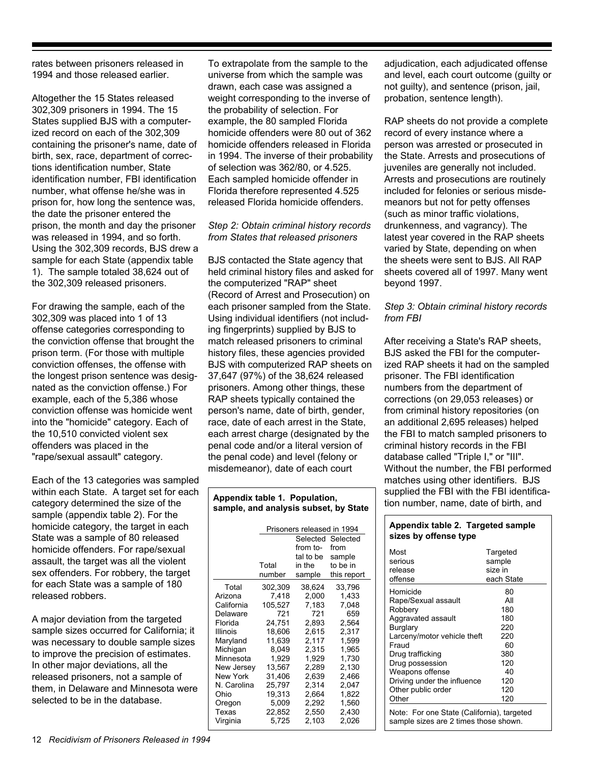rates between prisoners released in 1994 and those released earlier.

Altogether the 15 States released 302,309 prisoners in 1994. The 15 States supplied BJS with a computerized record on each of the 302,309 containing the prisoner's name, date of birth, sex, race, department of corrections identification number, State identification number, FBI identification number, what offense he/she was in prison for, how long the sentence was, the date the prisoner entered the prison, the month and day the prisoner was released in 1994, and so forth. Using the 302,309 records, BJS drew a sample for each State (appendix table 1). The sample totaled 38,624 out of the 302,309 released prisoners.

For drawing the sample, each of the 302,309 was placed into 1 of 13 offense categories corresponding to the conviction offense that brought the prison term. (For those with multiple conviction offenses, the offense with the longest prison sentence was designated as the conviction offense.) For example, each of the 5,386 whose conviction offense was homicide went into the "homicide" category. Each of the 10,510 convicted violent sex offenders was placed in the "rape/sexual assault" category.

Each of the 13 categories was sampled within each State. A target set for each category determined the size of the sample (appendix table 2). For the homicide category, the target in each State was a sample of 80 released homicide offenders. For rape/sexual assault, the target was all the violent sex offenders. For robbery, the target for each State was a sample of 180 released robbers.

A major deviation from the targeted sample sizes occurred for California; it was necessary to double sample sizes to improve the precision of estimates. In other major deviations, all the released prisoners, not a sample of them, in Delaware and Minnesota were selected to be in the database.

To extrapolate from the sample to the universe from which the sample was drawn, each case was assigned a weight corresponding to the inverse of the probability of selection. For example, the 80 sampled Florida homicide offenders were 80 out of 362 homicide offenders released in Florida in 1994. The inverse of their probability of selection was 362/80, or 4.525. Each sampled homicide offender in Florida therefore represented 4.525 released Florida homicide offenders.

*Step 2: Obtain criminal history records from States that released prisoners*

BJS contacted the State agency that held criminal history files and asked for the computerized "RAP" sheet (Record of Arrest and Prosecution) on each prisoner sampled from the State. Using individual identifiers (not including fingerprints) supplied by BJS to match released prisoners to criminal history files, these agencies provided BJS with computerized RAP sheets on 37,647 (97%) of the 38,624 released prisoners. Among other things, these RAP sheets typically contained the person's name, date of birth, gender, race, date of each arrest in the State, each arrest charge (designated by the penal code and/or a literal version of the penal code) and level (felony or misdemeanor), date of each court adjudication, each adjudicated offense and level, each court outcome (guilty or not guilty), and sentence (prison, jail, probation, sentence length).

RAP sheets do not provide a complete record of every instance where a person was arrested or prosecuted in the State. Arrests and prosecutions of juveniles are generally not included. Arrests and prosecutions are routinely included for felonies or serious misdemeanors but not for petty offenses (such as minor traffic violations, drunkenness, and vagrancy). The latest year covered in the RAP sheets varied by State, depending on when the sheets were sent to BJS. All RAP sheets covered all of 1997. Many went beyond 1997.

*Step 3: Obtain criminal history records from FBI*

After receiving a State's RAP sheets, BJS asked the FBI for the computerized RAP sheets it had on the sampled prisoner. The FBI identification numbers from the department of corrections (on 29,053 releases) or from criminal history repositories (on an additional 2,695 releases) helped the FBI to match sampled prisoners to criminal history records in the FBI database called "Triple I," or "III". Without the number, the FBI performed matches using other identifiers. BJS supplied the FBI with the FBI identification number, name, date of birth, and

**Appendix table 1. Population, sample, and analysis subset, by State**

| | Prisoners released in 1994 | | |
|---|---|---|---|
| | Total number | Selected from total to be in the sample | Selected from sample to be in this report |
| Total | 302,309 | 38,624 | 33,796 |
| Arizona | 7,418 | 2,000 | 1,433 |
| California | 105,527 | 7,183 | 7,048 |
| Delaware | 721 | 721 | 659 |
| Florida | 24,751 | 2,893 | 2,564 |
| Illinois | 18,606 | 2,615 | 2,317 |
| Maryland | 11,639 | 2,117 | 1,599 |
| Michigan | 8,049 | 2,315 | 1,965 |
| Minnesota | 1,929 | 1,929 | 1,730 |
| New Jersey | 13,567 | 2,289 | 2,130 |
| New York | 31,406 | 2,639 | 2,466 |
| N. Carolina | 25,797 | 2,314 | 2,047 |
| Ohio | 19,313 | 2,664 | 1,822 |
| Oregon | 5,009 | 2,292 | 1,560 |
| Texas | 22,852 | 2,550 | 2,430 |
| Virginia | 5,725 | 2,103 | 2,026 |

**Appendix table 2. Targeted sample sizes by offense type**

| Most serious release offense | Targeted sample size in each State |
|---|---|
| Homicide | 80 |
| Rape/Sexual assault | All |
| Robbery | 180 |
| Aggravated assault | 180 |
| Burglary | 220 |
| Larceny/motor vehicle theft | 220 |
| Fraud | 60 |
| Drug trafficking | 380 |
| Drug possession | 120 |
| Weapons offense | 40 |
| Driving under the influence | 120 |
| Other public order | 120 |
| Other | 120 |

Note: For one State (California), targeted sample sizes are 2 times those shown.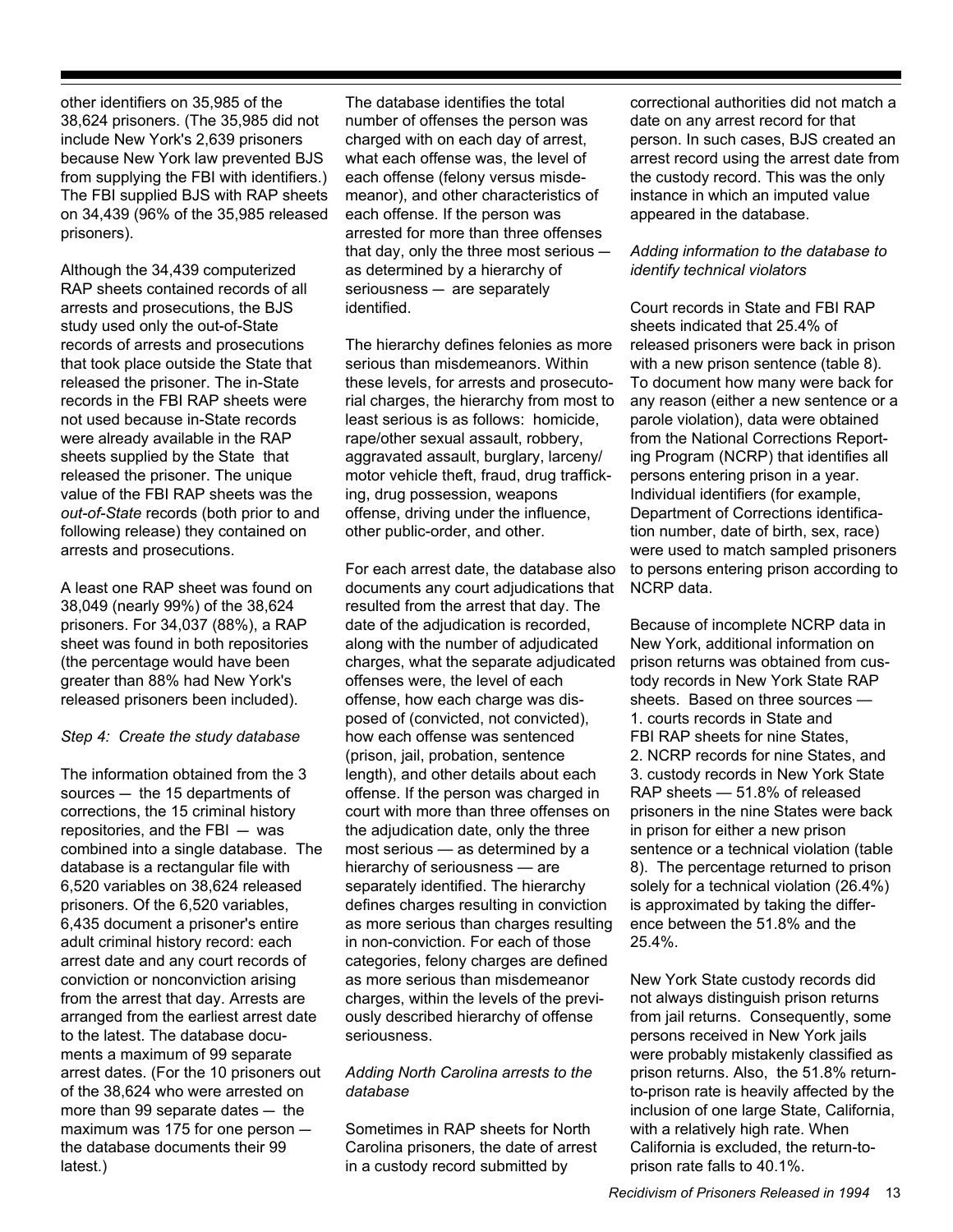other identifiers on 35,985 of the 38,624 prisoners. (The 35,985 did not include New York's 2,639 prisoners because New York law prevented BJS from supplying the FBI with identifiers.) The FBI supplied BJS with RAP sheets on 34,439 (96% of the 35,985 released prisoners).

Although the 34,439 computerized RAP sheets contained records of all arrests and prosecutions, the BJS study used only the out-of-State records of arrests and prosecutions that took place outside the State that released the prisoner. The in-State records in the FBI RAP sheets were not used because in-State records were already available in the RAP sheets supplied by the State that released the prisoner. The unique value of the FBI RAP sheets was the *out-of-State* records (both prior to and following release) they contained on arrests and prosecutions.

A least one RAP sheet was found on 38,049 (nearly 99%) of the 38,624 prisoners. For 34,037 (88%), a RAP sheet was found in both repositories (the percentage would have been greater than 88% had New York's released prisoners been included).

*Step 4: Create the study database*

The information obtained from the 3 sources — the 15 departments of corrections, the 15 criminal history repositories, and the FBI — was combined into a single database. The database is a rectangular file with 6,520 variables on 38,624 released prisoners. Of the 6,520 variables, 6,435 document a prisoner's entire adult criminal history record: each arrest date and any court records of conviction or nonconviction arising from the arrest that day. Arrests are arranged from the earliest arrest date to the latest. The database documents a maximum of 99 separate arrest dates. (For the 10 prisoners out of the 38,624 who were arrested on more than 99 separate dates — the maximum was 175 for one person — the database documents their 99 latest.)

The database identifies the total number of offenses the person was charged with on each day of arrest, what each offense was, the level of each offense (felony versus misdemeanor), and other characteristics of each offense. If the person was arrested for more than three offenses that day, only the three most serious — as determined by a hierarchy of seriousness — are separately identified.

The hierarchy defines felonies as more serious than misdemeanors. Within these levels, for arrests and prosecutorial charges, the hierarchy from most to least serious is as follows: homicide, rape/other sexual assault, robbery, aggravated assault, burglary, larceny/motor vehicle theft, fraud, drug trafficking, drug possession, weapons offense, driving under the influence, other public-order, and other.

For each arrest date, the database also documents any court adjudications that resulted from the arrest that day. The date of the adjudication is recorded, along with the number of adjudicated charges, what the separate adjudicated offenses were, the level of each offense, how each charge was disposed of (convicted, not convicted), how each offense was sentenced (prison, jail, probation, sentence length), and other details about each offense. If the person was charged in court with more than three offenses on the adjudication date, only the three most serious — as determined by a hierarchy of seriousness — are separately identified. The hierarchy defines charges resulting in conviction as more serious than charges resulting in non-conviction. For each of those categories, felony charges are defined as more serious than misdemeanor charges, within the levels of the previously described hierarchy of offense seriousness.

*Adding North Carolina arrests to the database*

Sometimes in RAP sheets for North Carolina prisoners, the date of arrest in a custody record submitted by correctional authorities did not match a date on any arrest record for that person. In such cases, BJS created an arrest record using the arrest date from the custody record. This was the only instance in which an imputed value appeared in the database.

*Adding information to the database to identify technical violators*

Court records in State and FBI RAP sheets indicated that 25.4% of released prisoners were back in prison with a new prison sentence (table 8). To document how many were back for any reason (either a new sentence or a parole violation), data were obtained from the National Corrections Reporting Program (NCRP) that identifies all persons entering prison in a year. Individual identifiers (for example, Department of Corrections identification number, date of birth, sex, race) were used to match sampled prisoners to persons entering prison according to NCRP data.

Because of incomplete NCRP data in New York, additional information on prison returns was obtained from custody records in New York State RAP sheets. Based on three sources — 1. courts records in State and FBI RAP sheets for nine States, 2. NCRP records for nine States, and 3. custody records in New York State RAP sheets — 51.8% of released prisoners in the nine States were back in prison for either a new prison sentence or a technical violation (table 8). The percentage returned to prison solely for a technical violation (26.4%) is approximated by taking the difference between the 51.8% and the 25.4%.

New York State custody records did not always distinguish prison returns from jail returns. Consequently, some persons received in New York jails were probably mistakenly classified as prison returns. Also, the 51.8% return-to-prison rate is heavily affected by the inclusion of one large State, California, with a relatively high rate. When California is excluded, the return-to-prison rate falls to 40.1%.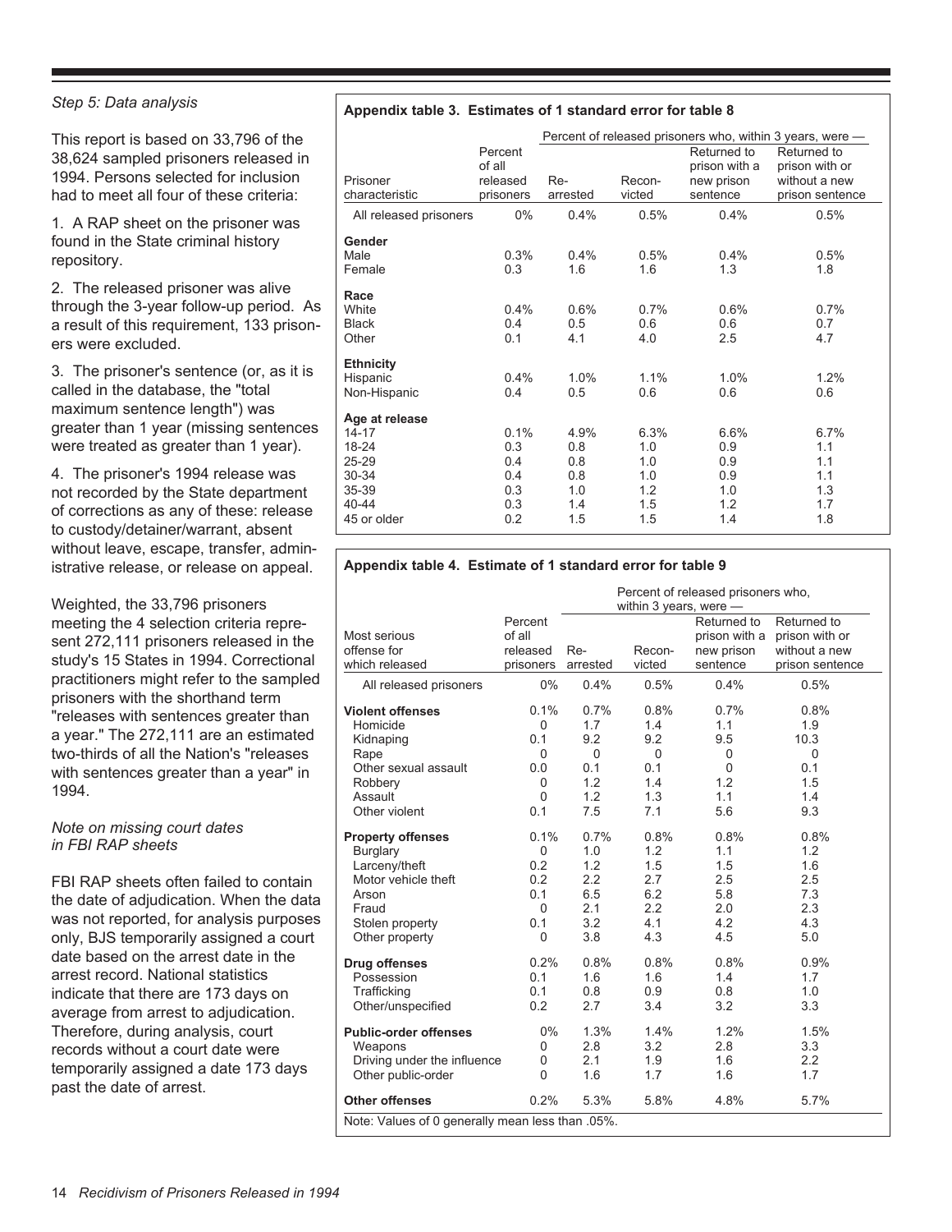*Step 5: Data analysis*

This report is based on 33,796 of the 38,624 sampled prisoners released in 1994. Persons selected for inclusion had to meet all four of these criteria:

1. A RAP sheet on the prisoner was found in the State criminal history repository.

2. The released prisoner was alive through the 3-year follow-up period. As a result of this requirement, 133 prisoners were excluded.

3. The prisoner's sentence (or, as it is called in the database, the "total maximum sentence length") was greater than 1 year (missing sentences were treated as greater than 1 year).

4. The prisoner's 1994 release was not recorded by the State department of corrections as any of these: release to custody/detainer/warrant, absent without leave, escape, transfer, administrative release, or release on appeal.

Weighted, the 33,796 prisoners meeting the 4 selection criteria represent 272,111 prisoners released in the study's 15 States in 1994. Correctional practitioners might refer to the sampled prisoners with the shorthand term "releases with sentences greater than a year." The 272,111 are an estimated two-thirds of all the Nation's "releases with sentences greater than a year" in 1994.

*Note on missing court dates in FBI RAP sheets*

FBI RAP sheets often failed to contain the date of adjudication. When the data was not reported, for analysis purposes only, BJS temporarily assigned a court date based on the arrest date in the arrest record. National statistics indicate that there are 173 days on average from arrest to adjudication. Therefore, during analysis, court records without a court date were temporarily assigned a date 173 days past the date of arrest.

**Appendix table 3. Estimates of 1 standard error for table 8**

| | | Percent of released prisoners who, within 3 years, were — | | | |
|---|---|---|---|---|---|
| Prisoner characteristic | Percent of all released prisoners | Re-arrested | Recon-victed | Returned to prison with a new prison sentence | Returned to prison with or without a new prison sentence |
| All released prisoners | 0% | 0.4% | 0.5% | 0.4% | 0.5% |
| **Gender** | | | | | |
| Male | 0.3% | 0.4% | 0.5% | 0.4% | 0.5% |
| Female | 0.3 | 1.6 | 1.6 | 1.3 | 1.8 |
| **Race** | | | | | |
| White | 0.4% | 0.6% | 0.7% | 0.6% | 0.7% |
| Black | 0.4 | 0.5 | 0.6 | 0.6 | 0.7 |
| Other | 0.1 | 4.1 | 4.0 | 2.5 | 4.7 |
| **Ethnicity** | | | | | |
| Hispanic | 0.4% | 1.0% | 1.1% | 1.0% | 1.2% |
| Non-Hispanic | 0.4 | 0.5 | 0.6 | 0.6 | 0.6 |
| **Age at release** | | | | | |
| 14-17 | 0.1% | 4.9% | 6.3% | 6.6% | 6.7% |
| 18-24 | 0.3 | 0.8 | 1.0 | 0.9 | 1.1 |
| 25-29 | 0.4 | 0.8 | 1.0 | 0.9 | 1.1 |
| 30-34 | 0.4 | 0.8 | 1.0 | 0.9 | 1.1 |
| 35-39 | 0.3 | 1.0 | 1.2 | 1.0 | 1.3 |
| 40-44 | 0.3 | 1.4 | 1.5 | 1.2 | 1.7 |
| 45 or older | 0.2 | 1.5 | 1.5 | 1.4 | 1.8 |

**Appendix table 4. Estimate of 1 standard error for table 9**

| | | Percent of released prisoners who, within 3 years, were — | | | |
|---|---|---|---|---|---|
| Most serious offense for which released | Percent of all released prisoners | Re-arrested | Recon-victed | Returned to prison with a new prison sentence | Returned to prison with or without a new prison sentence |
| All released prisoners | 0% | 0.4% | 0.5% | 0.4% | 0.5% |
| **Violent offenses** | 0.1% | 0.7% | 0.8% | 0.7% | 0.8% |
| Homicide | 0 | 1.7 | 1.4 | 1.1 | 1.9 |
| Kidnaping | 0.1 | 9.2 | 9.2 | 9.5 | 10.3 |
| Rape | 0 | 0 | 0 | 0 | 0 |
| Other sexual assault | 0.0 | 0.1 | 0.1 | 0 | 0.1 |
| Robbery | 0 | 1.2 | 1.4 | 1.2 | 1.5 |
| Assault | 0 | 1.2 | 1.3 | 1.1 | 1.4 |
| Other violent | 0.1 | 7.5 | 7.1 | 5.6 | 9.3 |
| **Property offenses** | 0.1% | 0.7% | 0.8% | 0.8% | 0.8% |
| Burglary | 0 | 1.0 | 1.2 | 1.1 | 1.2 |
| Larceny/theft | 0.2 | 1.2 | 1.5 | 1.5 | 1.6 |
| Motor vehicle theft | 0.2 | 2.2 | 2.7 | 2.5 | 2.5 |
| Arson | 0.1 | 6.5 | 6.2 | 5.8 | 7.3 |
| Fraud | 0 | 2.1 | 2.2 | 2.0 | 2.3 |
| Stolen property | 0.1 | 3.2 | 4.1 | 4.2 | 4.3 |
| Other property | 0 | 3.8 | 4.3 | 4.5 | 5.0 |
| **Drug offenses** | 0.2% | 0.8% | 0.8% | 0.8% | 0.9% |
| Possession | 0.1 | 1.6 | 1.6 | 1.4 | 1.7 |
| Trafficking | 0.1 | 0.8 | 0.9 | 0.8 | 1.0 |
| Other/unspecified | 0.2 | 2.7 | 3.4 | 3.2 | 3.3 |
| **Public-order offenses** | 0% | 1.3% | 1.4% | 1.2% | 1.5% |
| Weapons | 0 | 2.8 | 3.2 | 2.8 | 3.3 |
| Driving under the influence | 0 | 2.1 | 1.9 | 1.6 | 2.2 |
| Other public-order | 0 | 1.6 | 1.7 | 1.6 | 1.7 |
| **Other offenses** | 0.2% | 5.3% | 5.8% | 4.8% | 5.7% |

Note: Values of 0 generally mean less than .05%.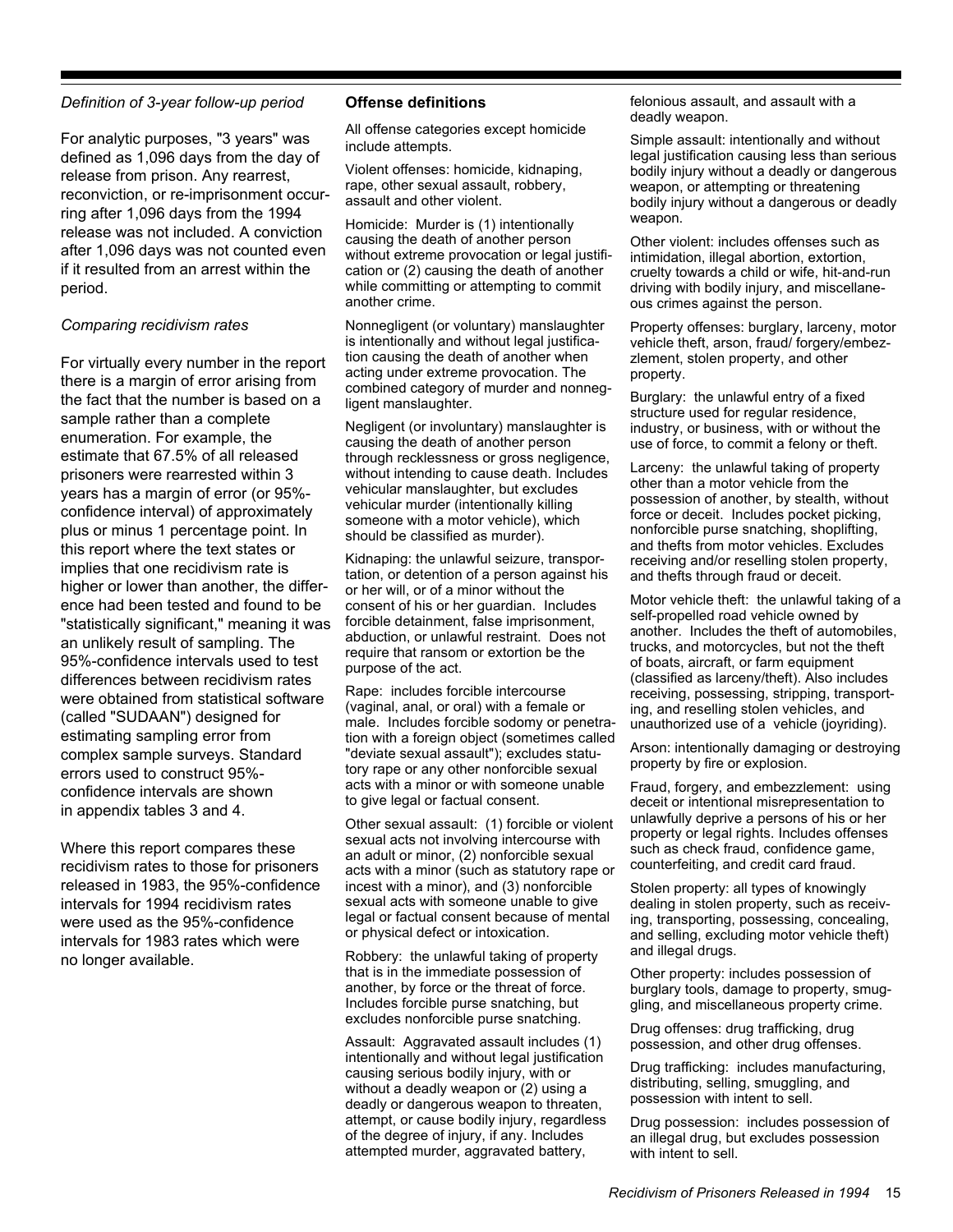*Definition of 3-year follow-up period*

For analytic purposes, "3 years" was defined as 1,096 days from the day of release from prison. Any rearrest, reconviction, or re-imprisonment occurring after 1,096 days from the 1994 release was not included. A conviction after 1,096 days was not counted even if it resulted from an arrest within the period.

*Comparing recidivism rates*

For virtually every number in the report there is a margin of error arising from the fact that the number is based on a sample rather than a complete enumeration. For example, the estimate that 67.5% of all released prisoners were rearrested within 3 years has a margin of error (or 95%-confidence interval) of approximately plus or minus 1 percentage point. In this report where the text states or implies that one recidivism rate is higher or lower than another, the difference had been tested and found to be "statistically significant," meaning it was an unlikely result of sampling. The 95%-confidence intervals used to test differences between recidivism rates were obtained from statistical software (called "SUDAAN") designed for estimating sampling error from complex sample surveys. Standard errors used to construct 95%-confidence intervals are shown in appendix tables 3 and 4.

Where this report compares these recidivism rates to those for prisoners released in 1983, the 95%-confidence intervals for 1994 recidivism rates were used as the 95%-confidence intervals for 1983 rates which were no longer available.

**Offense definitions**

All offense categories except homicide include attempts.

Violent offenses: homicide, kidnaping, rape, other sexual assault, robbery, assault and other violent.

Homicide: Murder is (1) intentionally causing the death of another person without extreme provocation or legal justification or (2) causing the death of another while committing or attempting to commit another crime.

Nonnegligent (or voluntary) manslaughter is intentionally and without legal justification causing the death of another when acting under extreme provocation. The combined category of murder and nonnegligent manslaughter.

Negligent (or involuntary) manslaughter is causing the death of another person through recklessness or gross negligence, without intending to cause death. Includes vehicular manslaughter, but excludes vehicular murder (intentionally killing someone with a motor vehicle), which should be classified as murder).

Kidnaping: the unlawful seizure, transportation, or detention of a person against his or her will, or of a minor without the consent of his or her guardian. Includes forcible detainment, false imprisonment, abduction, or unlawful restraint. Does not require that ransom or extortion be the purpose of the act.

Rape: includes forcible intercourse (vaginal, anal, or oral) with a female or male. Includes forcible sodomy or penetration with a foreign object (sometimes called "deviate sexual assault"); excludes statutory rape or any other nonforcible sexual acts with a minor or with someone unable to give legal or factual consent.

Other sexual assault: (1) forcible or violent sexual acts not involving intercourse with an adult or minor, (2) nonforcible sexual acts with a minor (such as statutory rape or incest with a minor), and (3) nonforcible sexual acts with someone unable to give legal or factual consent because of mental or physical defect or intoxication.

Robbery: the unlawful taking of property that is in the immediate possession of another, by force or the threat of force. Includes forcible purse snatching, but excludes nonforcible purse snatching.

Assault: Aggravated assault includes (1) intentionally and without legal justification causing serious bodily injury, with or without a deadly weapon or (2) using a deadly or dangerous weapon to threaten, attempt, or cause bodily injury, regardless of the degree of injury, if any. Includes attempted murder, aggravated battery, felonious assault, and assault with a deadly weapon.

Simple assault: intentionally and without legal justification causing less than serious bodily injury without a deadly or dangerous weapon, or attempting or threatening bodily injury without a dangerous or deadly weapon.

Other violent: includes offenses such as intimidation, illegal abortion, extortion, cruelty towards a child or wife, hit-and-run driving with bodily injury, and miscellaneous crimes against the person.

Property offenses: burglary, larceny, motor vehicle theft, arson, fraud/ forgery/embezzlement, stolen property, and other property.

Burglary: the unlawful entry of a fixed structure used for regular residence, industry, or business, with or without the use of force, to commit a felony or theft.

Larceny: the unlawful taking of property other than a motor vehicle from the possession of another, by stealth, without force or deceit. Includes pocket picking, nonforcible purse snatching, shoplifting, and thefts from motor vehicles. Excludes receiving and/or reselling stolen property, and thefts through fraud or deceit.

Motor vehicle theft: the unlawful taking of a self-propelled road vehicle owned by another. Includes the theft of automobiles, trucks, and motorcycles, but not the theft of boats, aircraft, or farm equipment (classified as larceny/theft). Also includes receiving, possessing, stripping, transporting, and reselling stolen vehicles, and unauthorized use of a vehicle (joyriding).

Arson: intentionally damaging or destroying property by fire or explosion.

Fraud, forgery, and embezzlement: using deceit or intentional misrepresentation to unlawfully deprive a persons of his or her property or legal rights. Includes offenses such as check fraud, confidence game, counterfeiting, and credit card fraud.

Stolen property: all types of knowingly dealing in stolen property, such as receiving, transporting, possessing, concealing, and selling, excluding motor vehicle theft) and illegal drugs.

Other property: includes possession of burglary tools, damage to property, smuggling, and miscellaneous property crime.

Drug offenses: drug trafficking, drug possession, and other drug offenses.

Drug trafficking: includes manufacturing, distributing, selling, smuggling, and possession with intent to sell.

Drug possession: includes possession of an illegal drug, but excludes possession with intent to sell.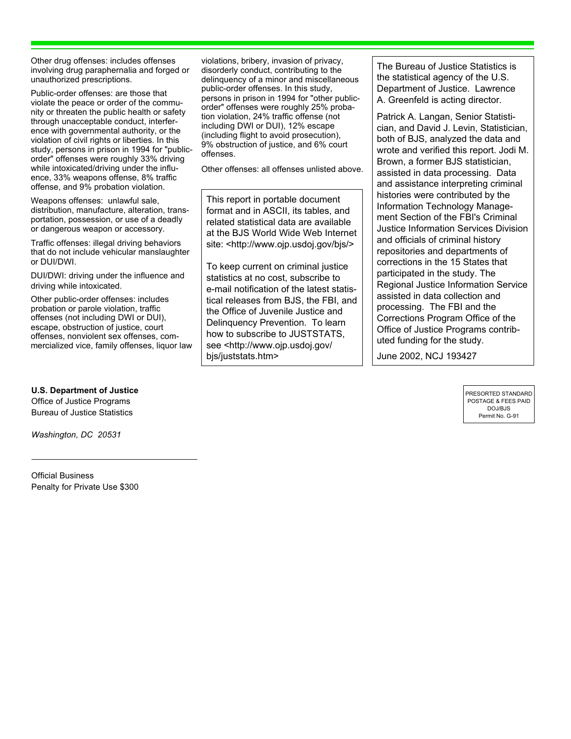Other drug offenses: includes offenses involving drug paraphernalia and forged or unauthorized prescriptions.

Public-order offenses: are those that violate the peace or order of the community or threaten the public health or safety through unacceptable conduct, interference with governmental authority, or the violation of civil rights or liberties. In this study, persons in prison in 1994 for "public-order" offenses were roughly 33% driving while intoxicated/driving under the influence, 33% weapons offense, 8% traffic offense, and 9% probation violation.

Weapons offenses: unlawful sale, distribution, manufacture, alteration, transportation, possession, or use of a deadly or dangerous weapon or accessory.

Traffic offenses: illegal driving behaviors that do not include vehicular manslaughter or DUI/DWI.

DUI/DWI: driving under the influence and driving while intoxicated.

Other public-order offenses: includes probation or parole violation, traffic offenses (not including DWI or DUI), escape, obstruction of justice, court offenses, nonviolent sex offenses, commercialized vice, family offenses, liquor law violations, bribery, invasion of privacy, disorderly conduct, contributing to the delinquency of a minor and miscellaneous public-order offenses. In this study, persons in prison in 1994 for "other public-order" offenses were roughly 25% probation violation, 24% traffic offense (not including DWI or DUI), 12% escape (including flight to avoid prosecution), 9% obstruction of justice, and 6% court offenses.

Other offenses: all offenses unlisted above.

This report in portable document format and in ASCII, its tables, and related statistical data are available at the BJS World Wide Web Internet site: <http://www.ojp.usdoj.gov/bjs/>

To keep current on criminal justice statistics at no cost, subscribe to e-mail notification of the latest statistical releases from BJS, the FBI, and the Office of Juvenile Justice and Delinquency Prevention. To learn how to subscribe to JUSTSTATS, see <http://www.ojp.usdoj.gov/bjs/juststats.htm>

The Bureau of Justice Statistics is the statistical agency of the U.S. Department of Justice. Lawrence A. Greenfeld is acting director.

Patrick A. Langan, Senior Statistician, and David J. Levin, Statistician, both of BJS, analyzed the data and wrote and verified this report. Jodi M. Brown, a former BJS statistician, assisted in data processing. Data and assistance interpreting criminal histories were contributed by the Information Technology Management Section of the FBI's Criminal Justice Information Services Division and officials of criminal history repositories and departments of corrections in the 15 States that participated in the study. The Regional Justice Information Service assisted in data collection and processing. The FBI and the Corrections Program Office of the Office of Justice Programs contributed funding for the study.

June 2002, NCJ 193427

**U.S. Department of Justice**
Office of Justice Programs
Bureau of Justice Statistics

*Washington, DC 20531*

Official Business
Penalty for Private Use $300

PRESORTED STANDARD
POSTAGE & FEES PAID
DOJ/BJS
Permit No. G-91